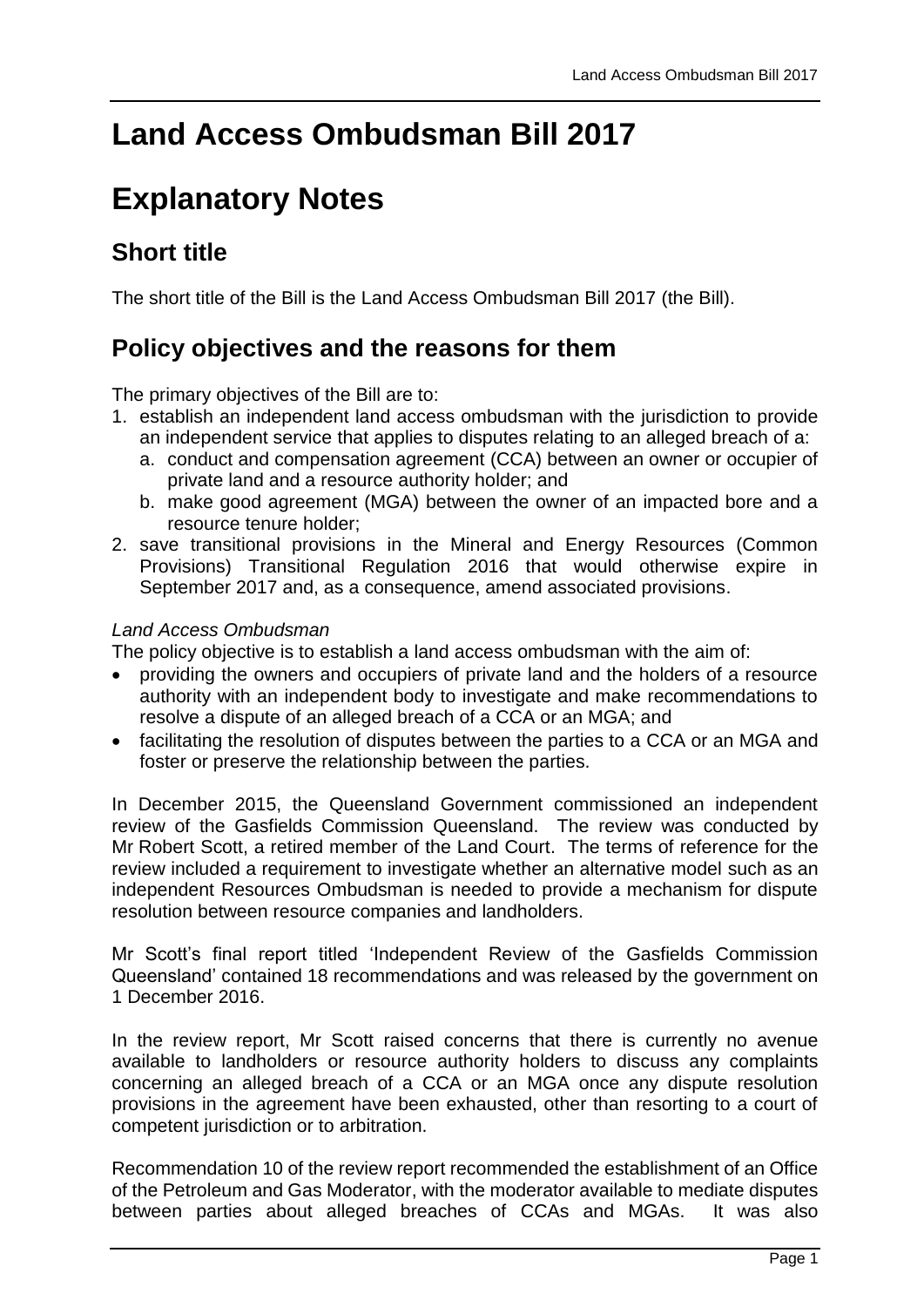# Land Access Ombudsman Bill 2017

# Explanatory Notes

## Short title

The short title of the Bill is the Land Access Ombudsman Bill 2017 (the Bill).

## Policy objectives and the reasons for them

The primary objectives of the Bill are to:

1. establish an independent land access ombudsman with the jurisdiction to provide an independent service that applies to disputes relating to an alleged breach of a:
   a. conduct and compensation agreement (CCA) between an owner or occupier of private land and a resource authority holder; and
   b. make good agreement (MGA) between the owner of an impacted bore and a resource tenure holder;
2. save transitional provisions in the Mineral and Energy Resources (Common Provisions) Transitional Regulation 2016 that would otherwise expire in September 2017 and, as a consequence, amend associated provisions.

*Land Access Ombudsman*

The policy objective is to establish a land access ombudsman with the aim of:

- providing the owners and occupiers of private land and the holders of a resource authority with an independent body to investigate and make recommendations to resolve a dispute of an alleged breach of a CCA or an MGA; and
- facilitating the resolution of disputes between the parties to a CCA or an MGA and foster or preserve the relationship between the parties.

In December 2015, the Queensland Government commissioned an independent review of the Gasfields Commission Queensland. The review was conducted by Mr Robert Scott, a retired member of the Land Court. The terms of reference for the review included a requirement to investigate whether an alternative model such as an independent Resources Ombudsman is needed to provide a mechanism for dispute resolution between resource companies and landholders.

Mr Scott's final report titled 'Independent Review of the Gasfields Commission Queensland' contained 18 recommendations and was released by the government on 1 December 2016.

In the review report, Mr Scott raised concerns that there is currently no avenue available to landholders or resource authority holders to discuss any complaints concerning an alleged breach of a CCA or an MGA once any dispute resolution provisions in the agreement have been exhausted, other than resorting to a court of competent jurisdiction or to arbitration.

Recommendation 10 of the review report recommended the establishment of an Office of the Petroleum and Gas Moderator, with the moderator available to mediate disputes between parties about alleged breaches of CCAs and MGAs. It was also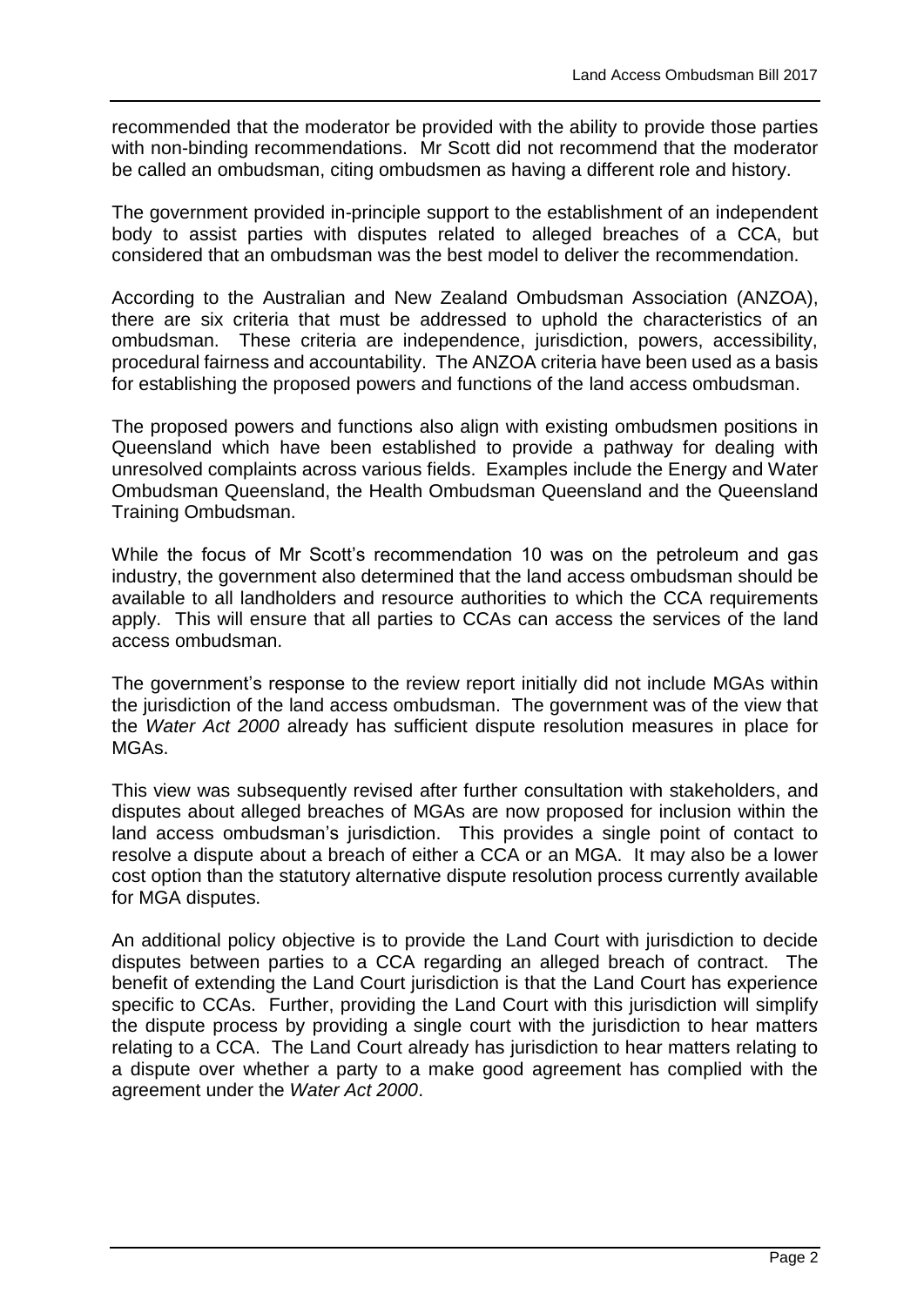recommended that the moderator be provided with the ability to provide those parties with non-binding recommendations. Mr Scott did not recommend that the moderator be called an ombudsman, citing ombudsmen as having a different role and history.

The government provided in-principle support to the establishment of an independent body to assist parties with disputes related to alleged breaches of a CCA, but considered that an ombudsman was the best model to deliver the recommendation.

According to the Australian and New Zealand Ombudsman Association (ANZOA), there are six criteria that must be addressed to uphold the characteristics of an ombudsman. These criteria are independence, jurisdiction, powers, accessibility, procedural fairness and accountability. The ANZOA criteria have been used as a basis for establishing the proposed powers and functions of the land access ombudsman.

The proposed powers and functions also align with existing ombudsmen positions in Queensland which have been established to provide a pathway for dealing with unresolved complaints across various fields. Examples include the Energy and Water Ombudsman Queensland, the Health Ombudsman Queensland and the Queensland Training Ombudsman.

While the focus of Mr Scott's recommendation 10 was on the petroleum and gas industry, the government also determined that the land access ombudsman should be available to all landholders and resource authorities to which the CCA requirements apply. This will ensure that all parties to CCAs can access the services of the land access ombudsman.

The government's response to the review report initially did not include MGAs within the jurisdiction of the land access ombudsman. The government was of the view that the *Water Act 2000* already has sufficient dispute resolution measures in place for MGAs.

This view was subsequently revised after further consultation with stakeholders, and disputes about alleged breaches of MGAs are now proposed for inclusion within the land access ombudsman's jurisdiction. This provides a single point of contact to resolve a dispute about a breach of either a CCA or an MGA. It may also be a lower cost option than the statutory alternative dispute resolution process currently available for MGA disputes.

An additional policy objective is to provide the Land Court with jurisdiction to decide disputes between parties to a CCA regarding an alleged breach of contract. The benefit of extending the Land Court jurisdiction is that the Land Court has experience specific to CCAs. Further, providing the Land Court with this jurisdiction will simplify the dispute process by providing a single court with the jurisdiction to hear matters relating to a CCA. The Land Court already has jurisdiction to hear matters relating to a dispute over whether a party to a make good agreement has complied with the agreement under the *Water Act 2000*.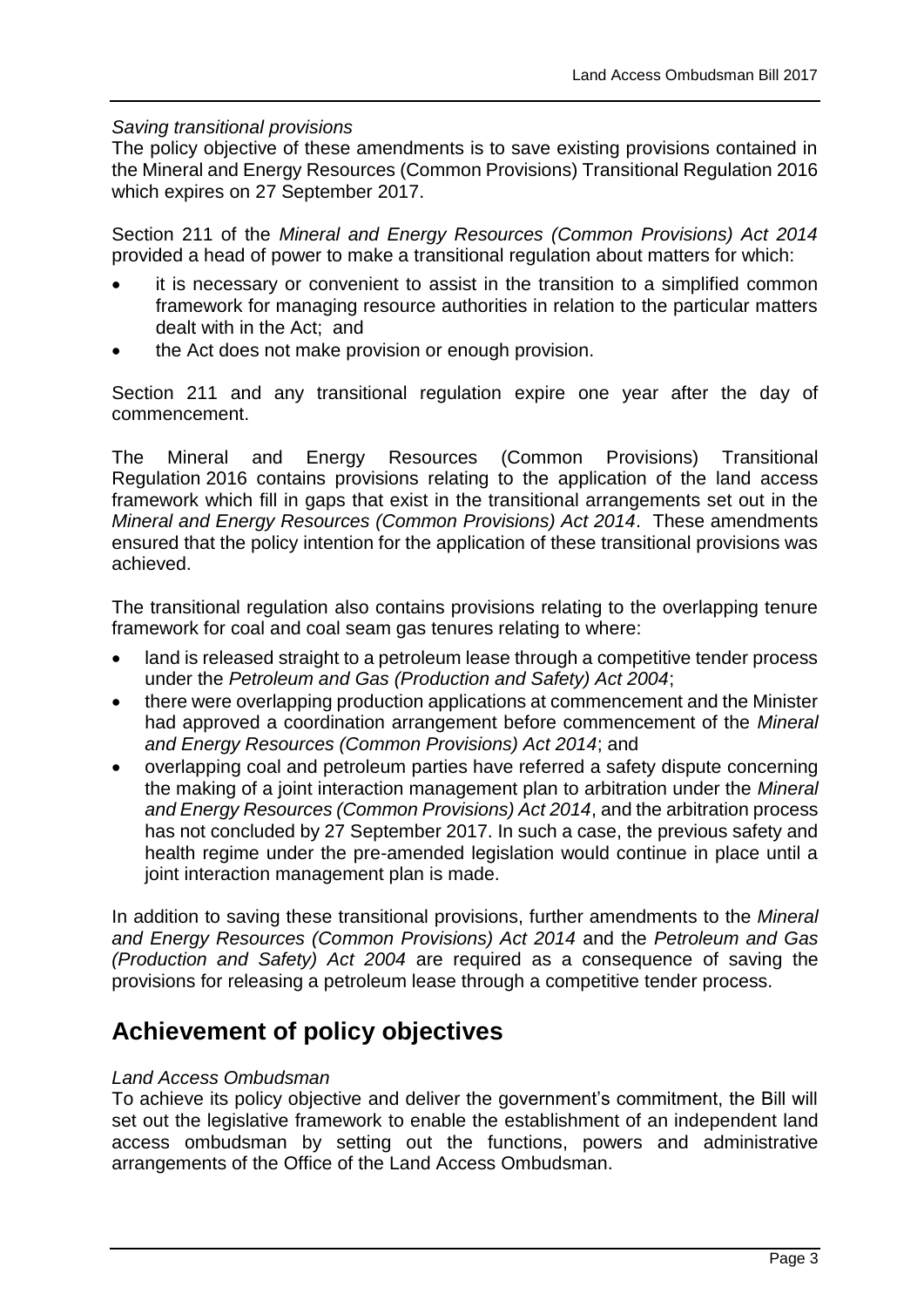*Saving transitional provisions*

The policy objective of these amendments is to save existing provisions contained in the Mineral and Energy Resources (Common Provisions) Transitional Regulation 2016 which expires on 27 September 2017.

Section 211 of the *Mineral and Energy Resources (Common Provisions) Act 2014* provided a head of power to make a transitional regulation about matters for which:

- it is necessary or convenient to assist in the transition to a simplified common framework for managing resource authorities in relation to the particular matters dealt with in the Act; and
- the Act does not make provision or enough provision.

Section 211 and any transitional regulation expire one year after the day of commencement.

The Mineral and Energy Resources (Common Provisions) Transitional Regulation 2016 contains provisions relating to the application of the land access framework which fill in gaps that exist in the transitional arrangements set out in the *Mineral and Energy Resources (Common Provisions) Act 2014*. These amendments ensured that the policy intention for the application of these transitional provisions was achieved.

The transitional regulation also contains provisions relating to the overlapping tenure framework for coal and coal seam gas tenures relating to where:

- land is released straight to a petroleum lease through a competitive tender process under the *Petroleum and Gas (Production and Safety) Act 2004*;
- there were overlapping production applications at commencement and the Minister had approved a coordination arrangement before commencement of the *Mineral and Energy Resources (Common Provisions) Act 2014*; and
- overlapping coal and petroleum parties have referred a safety dispute concerning the making of a joint interaction management plan to arbitration under the *Mineral and Energy Resources (Common Provisions) Act 2014*, and the arbitration process has not concluded by 27 September 2017. In such a case, the previous safety and health regime under the pre-amended legislation would continue in place until a joint interaction management plan is made.

In addition to saving these transitional provisions, further amendments to the *Mineral and Energy Resources (Common Provisions) Act 2014* and the *Petroleum and Gas (Production and Safety) Act 2004* are required as a consequence of saving the provisions for releasing a petroleum lease through a competitive tender process.

## Achievement of policy objectives

*Land Access Ombudsman*

To achieve its policy objective and deliver the government's commitment, the Bill will set out the legislative framework to enable the establishment of an independent land access ombudsman by setting out the functions, powers and administrative arrangements of the Office of the Land Access Ombudsman.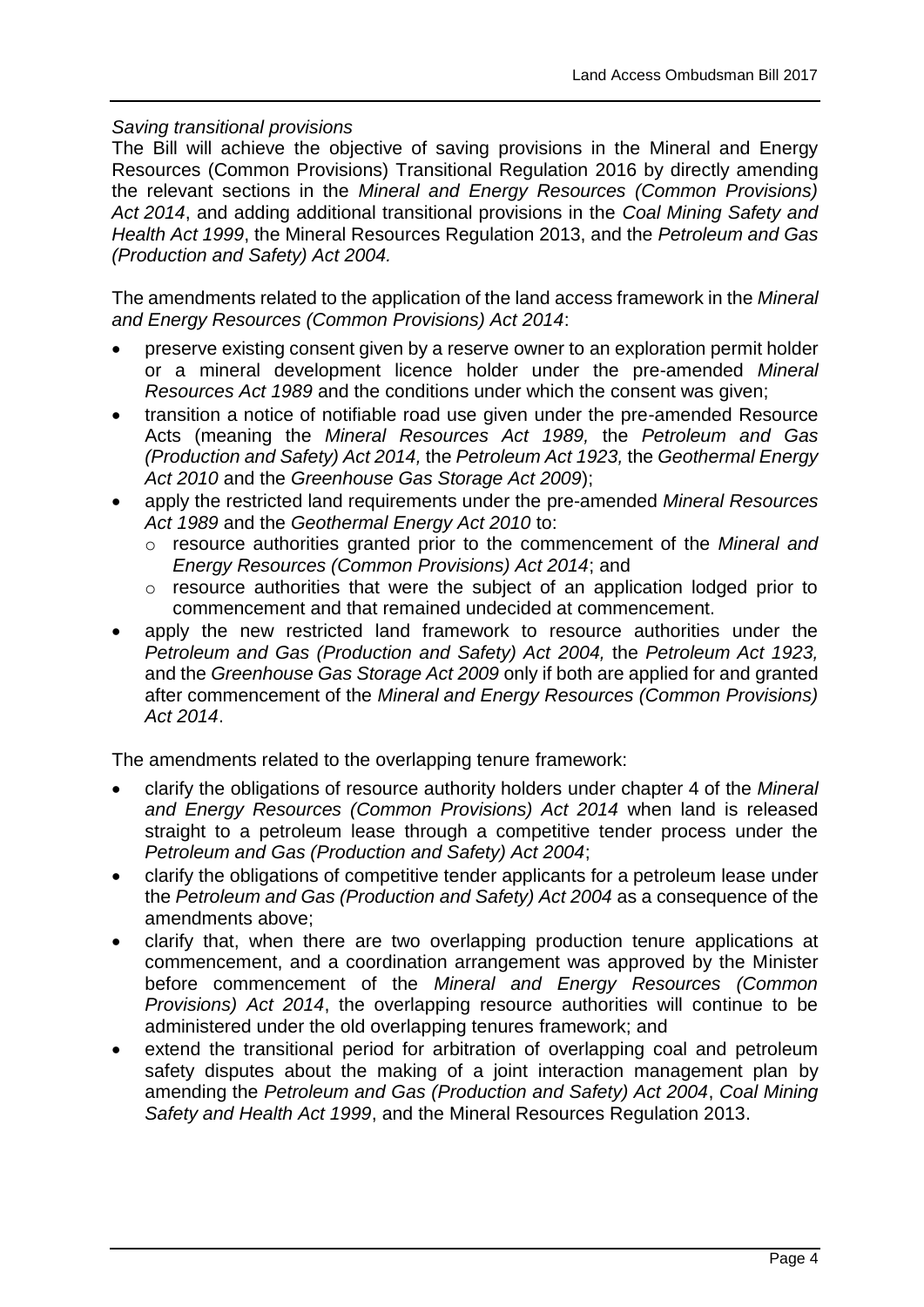*Saving transitional provisions*

The Bill will achieve the objective of saving provisions in the Mineral and Energy Resources (Common Provisions) Transitional Regulation 2016 by directly amending the relevant sections in the *Mineral and Energy Resources (Common Provisions) Act 2014*, and adding additional transitional provisions in the *Coal Mining Safety and Health Act 1999*, the Mineral Resources Regulation 2013, and the *Petroleum and Gas (Production and Safety) Act 2004.*

The amendments related to the application of the land access framework in the *Mineral and Energy Resources (Common Provisions) Act 2014*:

- preserve existing consent given by a reserve owner to an exploration permit holder or a mineral development licence holder under the pre-amended *Mineral Resources Act 1989* and the conditions under which the consent was given;
- transition a notice of notifiable road use given under the pre-amended Resource Acts (meaning the *Mineral Resources Act 1989,* the *Petroleum and Gas (Production and Safety) Act 2014,* the *Petroleum Act 1923,* the *Geothermal Energy Act 2010* and the *Greenhouse Gas Storage Act 2009*);
- apply the restricted land requirements under the pre-amended *Mineral Resources Act 1989* and the *Geothermal Energy Act 2010* to:
  - resource authorities granted prior to the commencement of the *Mineral and Energy Resources (Common Provisions) Act 2014*; and
  - resource authorities that were the subject of an application lodged prior to commencement and that remained undecided at commencement.
- apply the new restricted land framework to resource authorities under the *Petroleum and Gas (Production and Safety) Act 2004,* the *Petroleum Act 1923,* and the *Greenhouse Gas Storage Act 2009* only if both are applied for and granted after commencement of the *Mineral and Energy Resources (Common Provisions) Act 2014*.

The amendments related to the overlapping tenure framework:

- clarify the obligations of resource authority holders under chapter 4 of the *Mineral and Energy Resources (Common Provisions) Act 2014* when land is released straight to a petroleum lease through a competitive tender process under the *Petroleum and Gas (Production and Safety) Act 2004*;
- clarify the obligations of competitive tender applicants for a petroleum lease under the *Petroleum and Gas (Production and Safety) Act 2004* as a consequence of the amendments above;
- clarify that, when there are two overlapping production tenure applications at commencement, and a coordination arrangement was approved by the Minister before commencement of the *Mineral and Energy Resources (Common Provisions) Act 2014*, the overlapping resource authorities will continue to be administered under the old overlapping tenures framework; and
- extend the transitional period for arbitration of overlapping coal and petroleum safety disputes about the making of a joint interaction management plan by amending the *Petroleum and Gas (Production and Safety) Act 2004*, *Coal Mining Safety and Health Act 1999*, and the Mineral Resources Regulation 2013.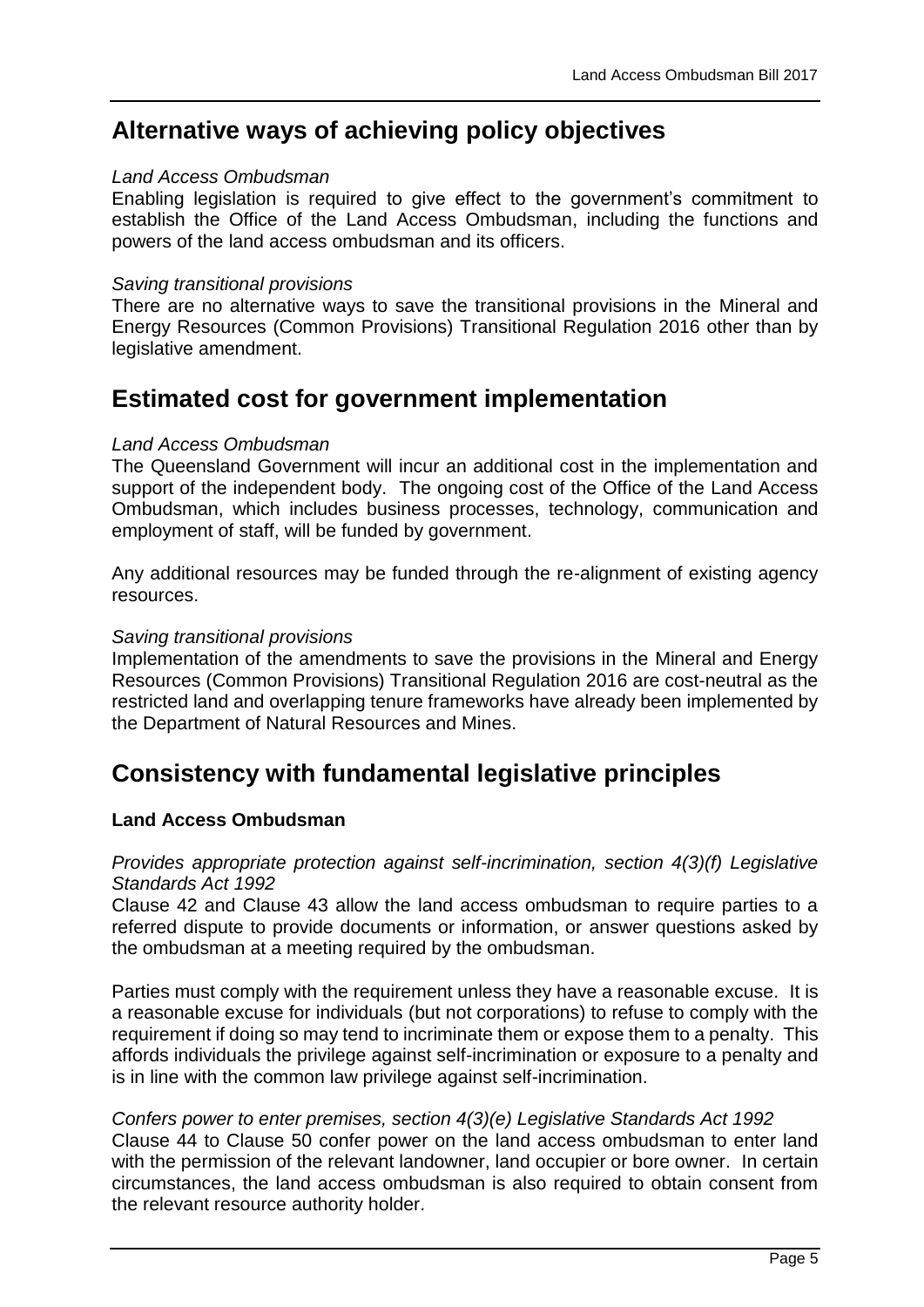## Alternative ways of achieving policy objectives

*Land Access Ombudsman*

Enabling legislation is required to give effect to the government's commitment to establish the Office of the Land Access Ombudsman, including the functions and powers of the land access ombudsman and its officers.

*Saving transitional provisions*

There are no alternative ways to save the transitional provisions in the Mineral and Energy Resources (Common Provisions) Transitional Regulation 2016 other than by legislative amendment.

## Estimated cost for government implementation

*Land Access Ombudsman*

The Queensland Government will incur an additional cost in the implementation and support of the independent body. The ongoing cost of the Office of the Land Access Ombudsman, which includes business processes, technology, communication and employment of staff, will be funded by government.

Any additional resources may be funded through the re-alignment of existing agency resources.

*Saving transitional provisions*

Implementation of the amendments to save the provisions in the Mineral and Energy Resources (Common Provisions) Transitional Regulation 2016 are cost-neutral as the restricted land and overlapping tenure frameworks have already been implemented by the Department of Natural Resources and Mines.

## Consistency with fundamental legislative principles

**Land Access Ombudsman**

*Provides appropriate protection against self-incrimination, section 4(3)(f) Legislative Standards Act 1992*

Clause 42 and Clause 43 allow the land access ombudsman to require parties to a referred dispute to provide documents or information, or answer questions asked by the ombudsman at a meeting required by the ombudsman.

Parties must comply with the requirement unless they have a reasonable excuse. It is a reasonable excuse for individuals (but not corporations) to refuse to comply with the requirement if doing so may tend to incriminate them or expose them to a penalty. This affords individuals the privilege against self-incrimination or exposure to a penalty and is in line with the common law privilege against self-incrimination.

*Confers power to enter premises, section 4(3)(e) Legislative Standards Act 1992*

Clause 44 to Clause 50 confer power on the land access ombudsman to enter land with the permission of the relevant landowner, land occupier or bore owner. In certain circumstances, the land access ombudsman is also required to obtain consent from the relevant resource authority holder.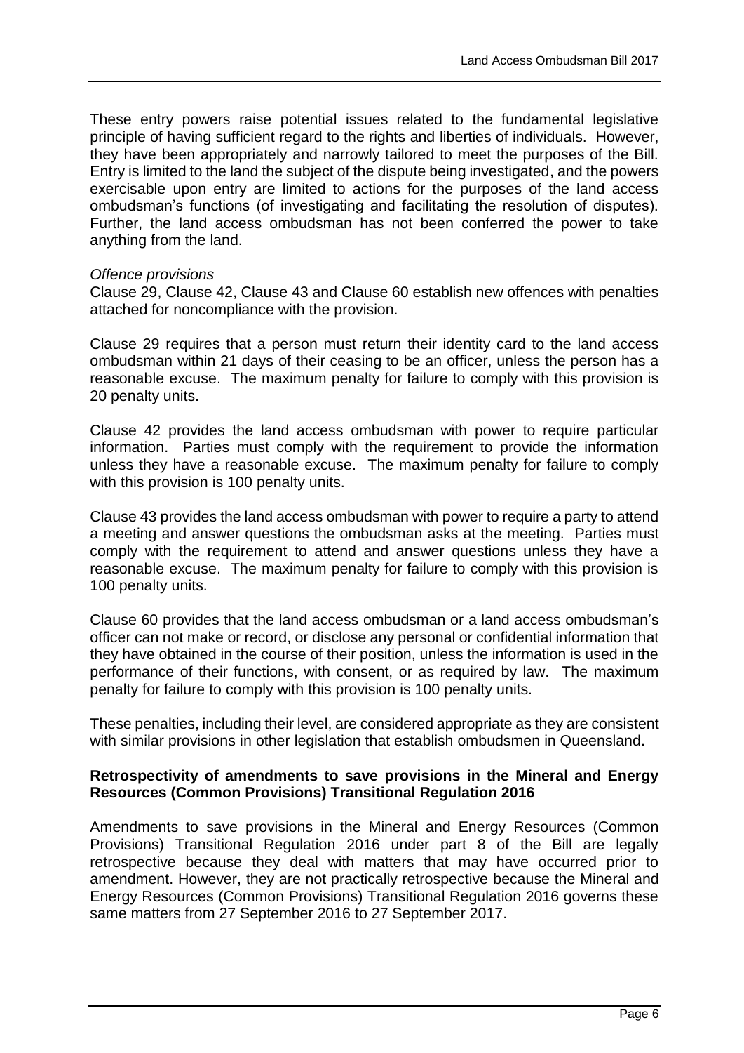These entry powers raise potential issues related to the fundamental legislative principle of having sufficient regard to the rights and liberties of individuals. However, they have been appropriately and narrowly tailored to meet the purposes of the Bill. Entry is limited to the land the subject of the dispute being investigated, and the powers exercisable upon entry are limited to actions for the purposes of the land access ombudsman's functions (of investigating and facilitating the resolution of disputes). Further, the land access ombudsman has not been conferred the power to take anything from the land.

*Offence provisions*

Clause 29, Clause 42, Clause 43 and Clause 60 establish new offences with penalties attached for noncompliance with the provision.

Clause 29 requires that a person must return their identity card to the land access ombudsman within 21 days of their ceasing to be an officer, unless the person has a reasonable excuse. The maximum penalty for failure to comply with this provision is 20 penalty units.

Clause 42 provides the land access ombudsman with power to require particular information. Parties must comply with the requirement to provide the information unless they have a reasonable excuse. The maximum penalty for failure to comply with this provision is 100 penalty units.

Clause 43 provides the land access ombudsman with power to require a party to attend a meeting and answer questions the ombudsman asks at the meeting. Parties must comply with the requirement to attend and answer questions unless they have a reasonable excuse. The maximum penalty for failure to comply with this provision is 100 penalty units.

Clause 60 provides that the land access ombudsman or a land access ombudsman's officer can not make or record, or disclose any personal or confidential information that they have obtained in the course of their position, unless the information is used in the performance of their functions, with consent, or as required by law. The maximum penalty for failure to comply with this provision is 100 penalty units.

These penalties, including their level, are considered appropriate as they are consistent with similar provisions in other legislation that establish ombudsmen in Queensland.

**Retrospectivity of amendments to save provisions in the Mineral and Energy Resources (Common Provisions) Transitional Regulation 2016**

Amendments to save provisions in the Mineral and Energy Resources (Common Provisions) Transitional Regulation 2016 under part 8 of the Bill are legally retrospective because they deal with matters that may have occurred prior to amendment. However, they are not practically retrospective because the Mineral and Energy Resources (Common Provisions) Transitional Regulation 2016 governs these same matters from 27 September 2016 to 27 September 2017.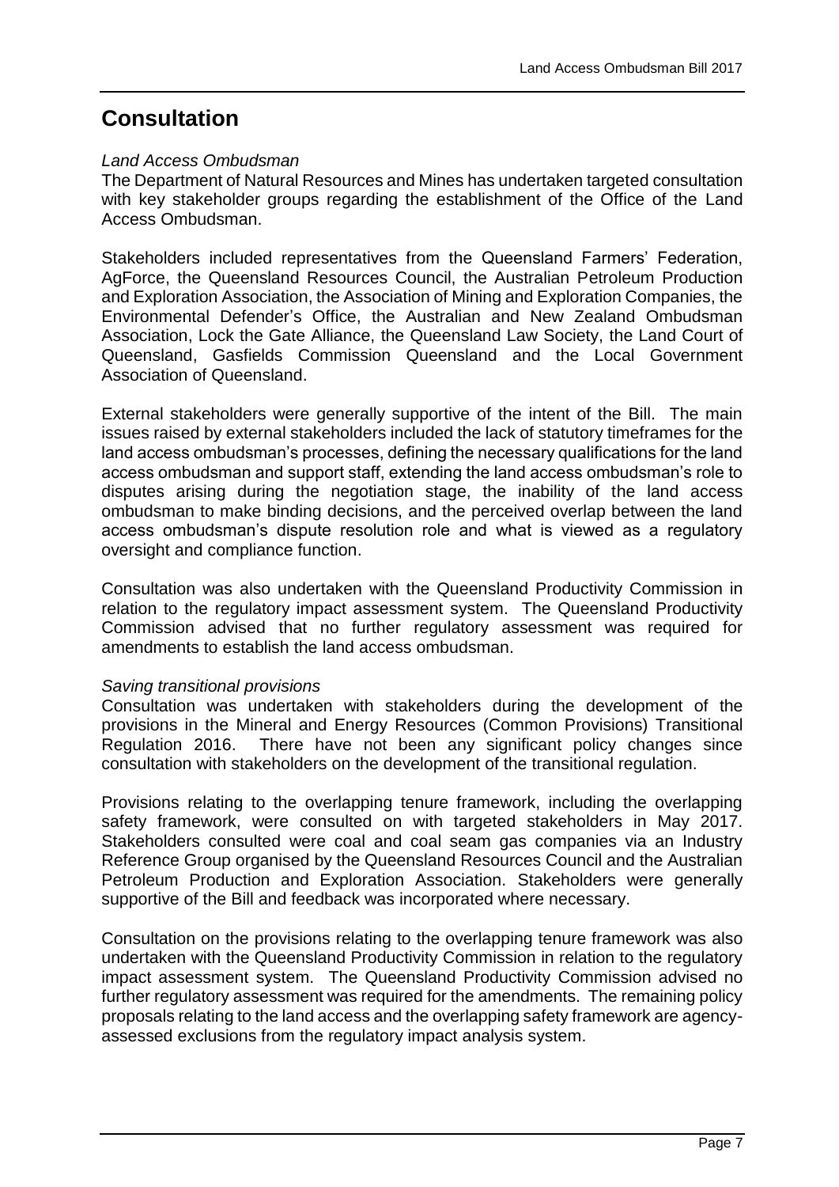# Consultation

*Land Access Ombudsman*

The Department of Natural Resources and Mines has undertaken targeted consultation with key stakeholder groups regarding the establishment of the Office of the Land Access Ombudsman.

Stakeholders included representatives from the Queensland Farmers' Federation, AgForce, the Queensland Resources Council, the Australian Petroleum Production and Exploration Association, the Association of Mining and Exploration Companies, the Environmental Defender's Office, the Australian and New Zealand Ombudsman Association, Lock the Gate Alliance, the Queensland Law Society, the Land Court of Queensland, Gasfields Commission Queensland and the Local Government Association of Queensland.

External stakeholders were generally supportive of the intent of the Bill. The main issues raised by external stakeholders included the lack of statutory timeframes for the land access ombudsman's processes, defining the necessary qualifications for the land access ombudsman and support staff, extending the land access ombudsman's role to disputes arising during the negotiation stage, the inability of the land access ombudsman to make binding decisions, and the perceived overlap between the land access ombudsman's dispute resolution role and what is viewed as a regulatory oversight and compliance function.

Consultation was also undertaken with the Queensland Productivity Commission in relation to the regulatory impact assessment system. The Queensland Productivity Commission advised that no further regulatory assessment was required for amendments to establish the land access ombudsman.

*Saving transitional provisions*

Consultation was undertaken with stakeholders during the development of the provisions in the Mineral and Energy Resources (Common Provisions) Transitional Regulation 2016. There have not been any significant policy changes since consultation with stakeholders on the development of the transitional regulation.

Provisions relating to the overlapping tenure framework, including the overlapping safety framework, were consulted on with targeted stakeholders in May 2017. Stakeholders consulted were coal and coal seam gas companies via an Industry Reference Group organised by the Queensland Resources Council and the Australian Petroleum Production and Exploration Association. Stakeholders were generally supportive of the Bill and feedback was incorporated where necessary.

Consultation on the provisions relating to the overlapping tenure framework was also undertaken with the Queensland Productivity Commission in relation to the regulatory impact assessment system. The Queensland Productivity Commission advised no further regulatory assessment was required for the amendments. The remaining policy proposals relating to the land access and the overlapping safety framework are agency-assessed exclusions from the regulatory impact analysis system.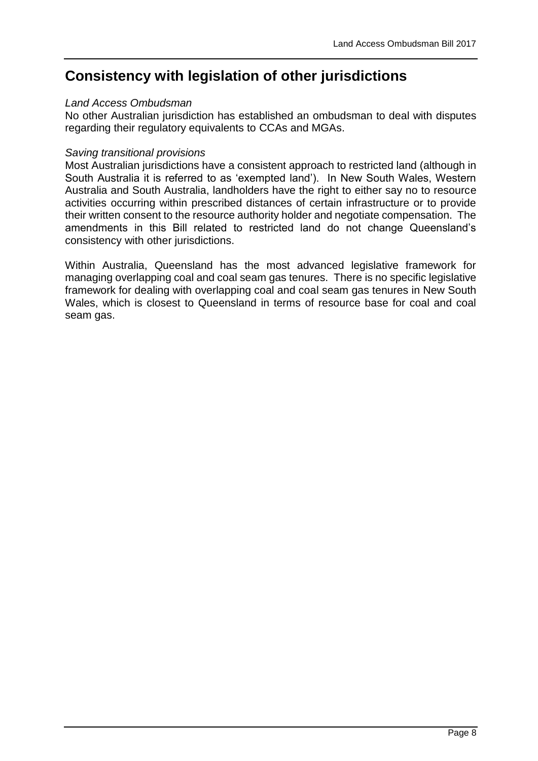## Consistency with legislation of other jurisdictions

*Land Access Ombudsman*

No other Australian jurisdiction has established an ombudsman to deal with disputes regarding their regulatory equivalents to CCAs and MGAs.

*Saving transitional provisions*

Most Australian jurisdictions have a consistent approach to restricted land (although in South Australia it is referred to as 'exempted land'). In New South Wales, Western Australia and South Australia, landholders have the right to either say no to resource activities occurring within prescribed distances of certain infrastructure or to provide their written consent to the resource authority holder and negotiate compensation. The amendments in this Bill related to restricted land do not change Queensland's consistency with other jurisdictions.

Within Australia, Queensland has the most advanced legislative framework for managing overlapping coal and coal seam gas tenures. There is no specific legislative framework for dealing with overlapping coal and coal seam gas tenures in New South Wales, which is closest to Queensland in terms of resource base for coal and coal seam gas.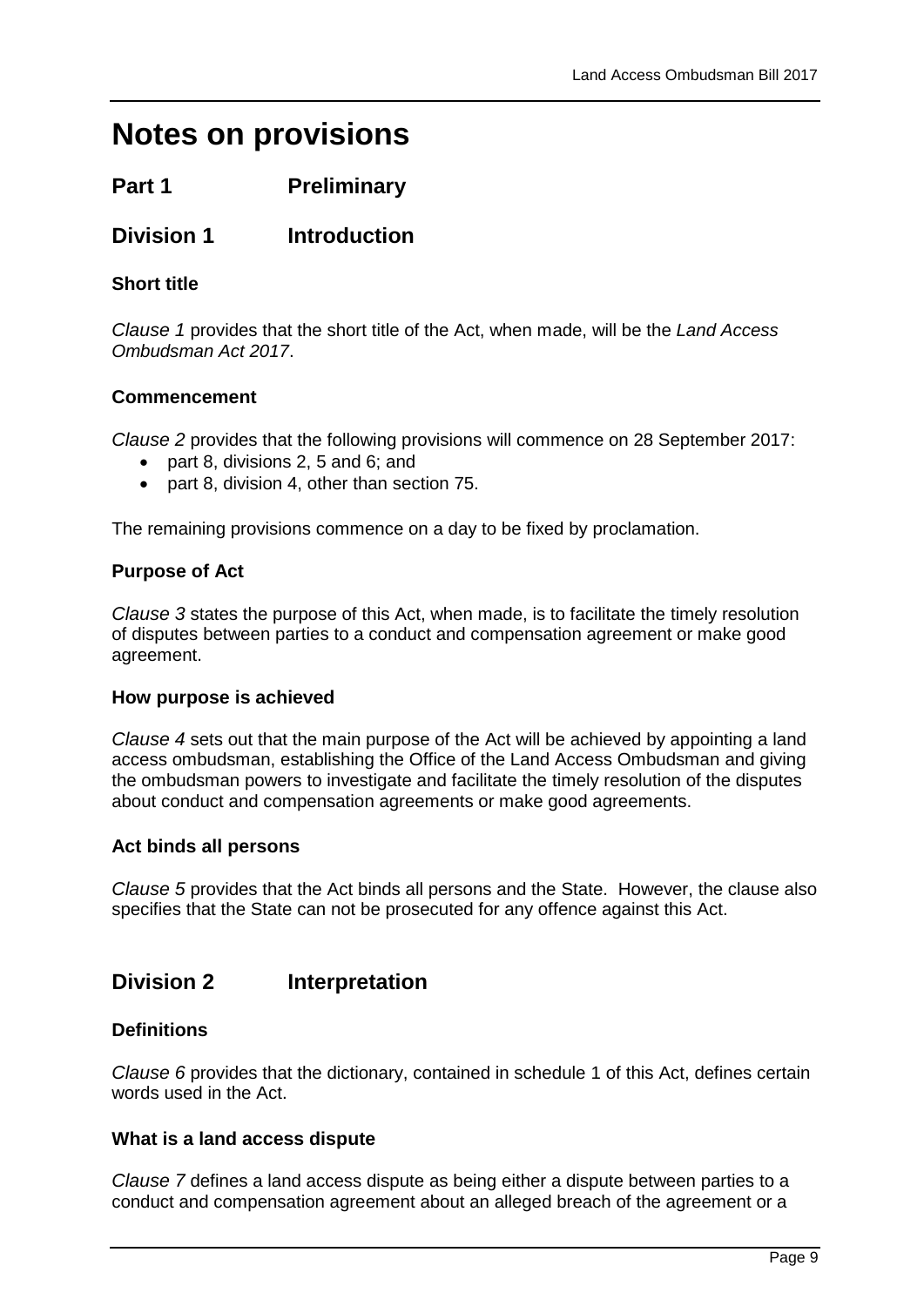# Notes on provisions

## Part 1 Preliminary

## Division 1 Introduction

### Short title

*Clause 1* provides that the short title of the Act, when made, will be the *Land Access Ombudsman Act 2017*.

### Commencement

*Clause 2* provides that the following provisions will commence on 28 September 2017:

- part 8, divisions 2, 5 and 6; and
- part 8, division 4, other than section 75.

The remaining provisions commence on a day to be fixed by proclamation.

### Purpose of Act

*Clause 3* states the purpose of this Act, when made, is to facilitate the timely resolution of disputes between parties to a conduct and compensation agreement or make good agreement.

### How purpose is achieved

*Clause 4* sets out that the main purpose of the Act will be achieved by appointing a land access ombudsman, establishing the Office of the Land Access Ombudsman and giving the ombudsman powers to investigate and facilitate the timely resolution of the disputes about conduct and compensation agreements or make good agreements.

### Act binds all persons

*Clause 5* provides that the Act binds all persons and the State. However, the clause also specifies that the State can not be prosecuted for any offence against this Act.

## Division 2 Interpretation

### Definitions

*Clause 6* provides that the dictionary, contained in schedule 1 of this Act, defines certain words used in the Act.

### What is a land access dispute

*Clause 7* defines a land access dispute as being either a dispute between parties to a conduct and compensation agreement about an alleged breach of the agreement or a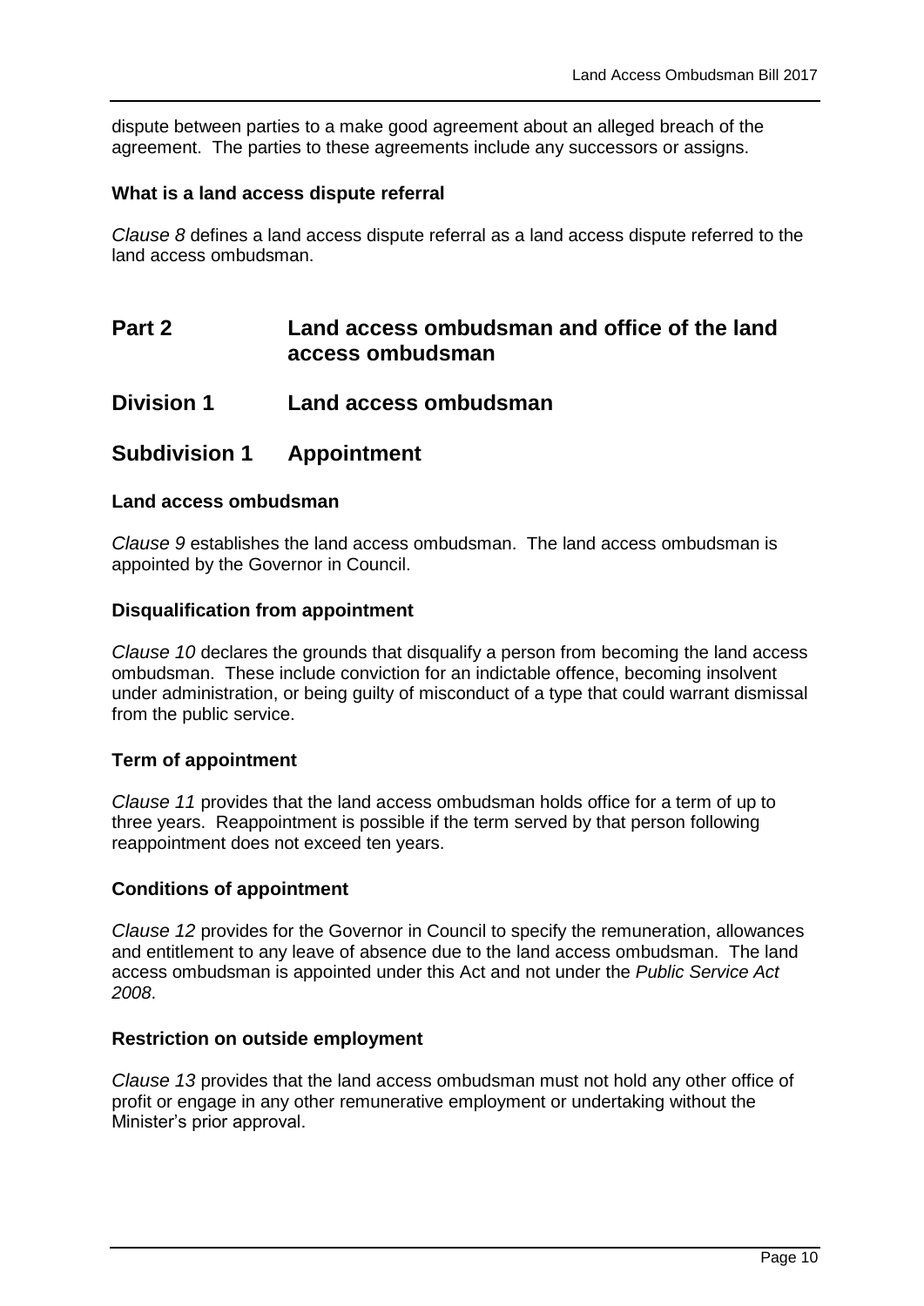dispute between parties to a make good agreement about an alleged breach of the agreement. The parties to these agreements include any successors or assigns.

**What is a land access dispute referral**

*Clause 8* defines a land access dispute referral as a land access dispute referred to the land access ombudsman.

# Part 2 Land access ombudsman and office of the land access ombudsman

## Division 1 Land access ombudsman

## Subdivision 1 Appointment

**Land access ombudsman**

*Clause 9* establishes the land access ombudsman. The land access ombudsman is appointed by the Governor in Council.

**Disqualification from appointment**

*Clause 10* declares the grounds that disqualify a person from becoming the land access ombudsman. These include conviction for an indictable offence, becoming insolvent under administration, or being guilty of misconduct of a type that could warrant dismissal from the public service.

**Term of appointment**

*Clause 11* provides that the land access ombudsman holds office for a term of up to three years. Reappointment is possible if the term served by that person following reappointment does not exceed ten years.

**Conditions of appointment**

*Clause 12* provides for the Governor in Council to specify the remuneration, allowances and entitlement to any leave of absence due to the land access ombudsman. The land access ombudsman is appointed under this Act and not under the *Public Service Act 2008*.

**Restriction on outside employment**

*Clause 13* provides that the land access ombudsman must not hold any other office of profit or engage in any other remunerative employment or undertaking without the Minister's prior approval.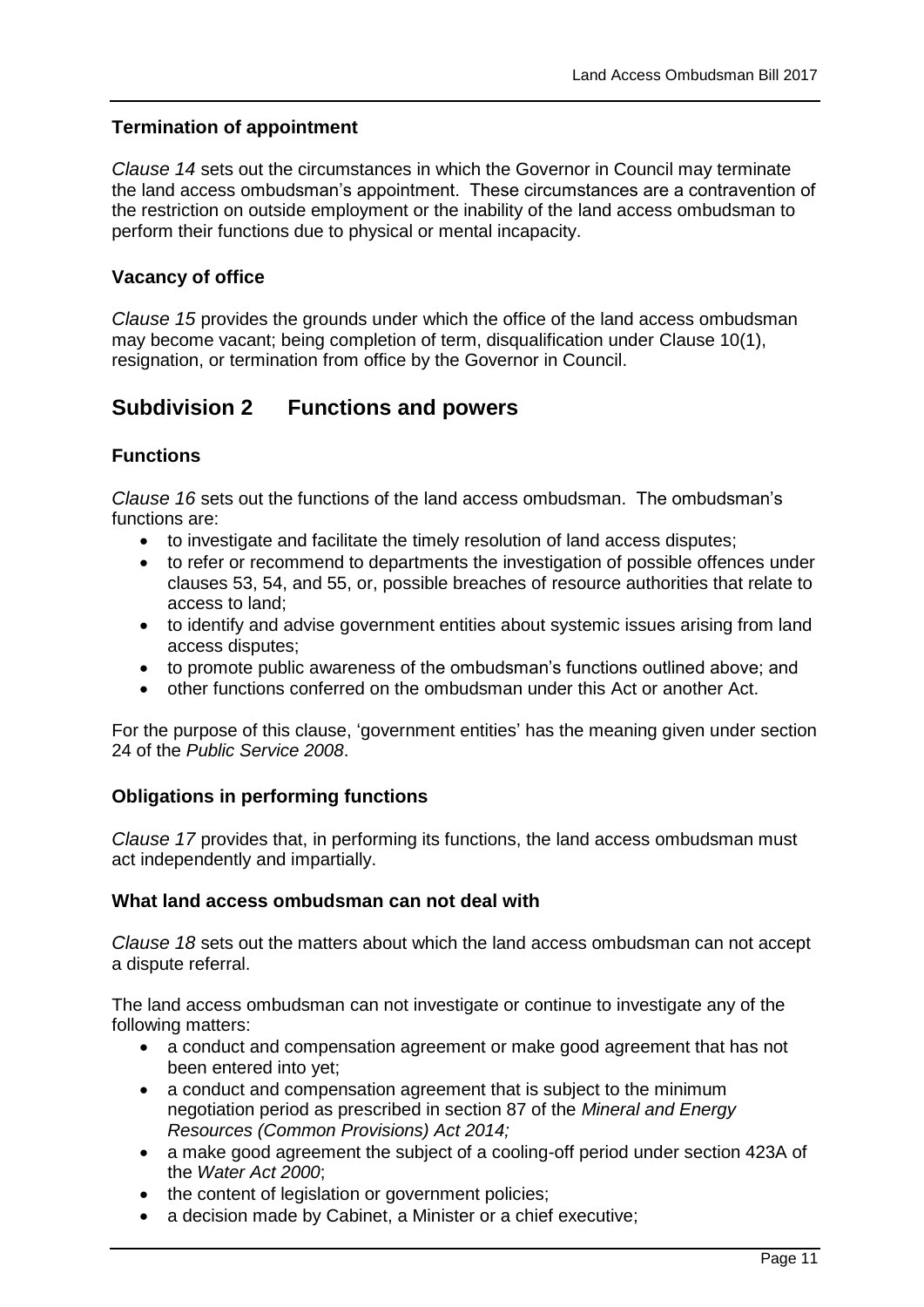### Termination of appointment

*Clause 14* sets out the circumstances in which the Governor in Council may terminate the land access ombudsman's appointment. These circumstances are a contravention of the restriction on outside employment or the inability of the land access ombudsman to perform their functions due to physical or mental incapacity.

### Vacancy of office

*Clause 15* provides the grounds under which the office of the land access ombudsman may become vacant; being completion of term, disqualification under Clause 10(1), resignation, or termination from office by the Governor in Council.

## Subdivision 2 Functions and powers

### Functions

*Clause 16* sets out the functions of the land access ombudsman. The ombudsman's functions are:

- to investigate and facilitate the timely resolution of land access disputes;
- to refer or recommend to departments the investigation of possible offences under clauses 53, 54, and 55, or, possible breaches of resource authorities that relate to access to land;
- to identify and advise government entities about systemic issues arising from land access disputes;
- to promote public awareness of the ombudsman's functions outlined above; and
- other functions conferred on the ombudsman under this Act or another Act.

For the purpose of this clause, 'government entities' has the meaning given under section 24 of the *Public Service 2008*.

### Obligations in performing functions

*Clause 17* provides that, in performing its functions, the land access ombudsman must act independently and impartially.

### What land access ombudsman can not deal with

*Clause 18* sets out the matters about which the land access ombudsman can not accept a dispute referral.

The land access ombudsman can not investigate or continue to investigate any of the following matters:

- a conduct and compensation agreement or make good agreement that has not been entered into yet;
- a conduct and compensation agreement that is subject to the minimum negotiation period as prescribed in section 87 of the *Mineral and Energy Resources (Common Provisions) Act 2014;*
- a make good agreement the subject of a cooling-off period under section 423A of the *Water Act 2000*;
- the content of legislation or government policies;
- a decision made by Cabinet, a Minister or a chief executive;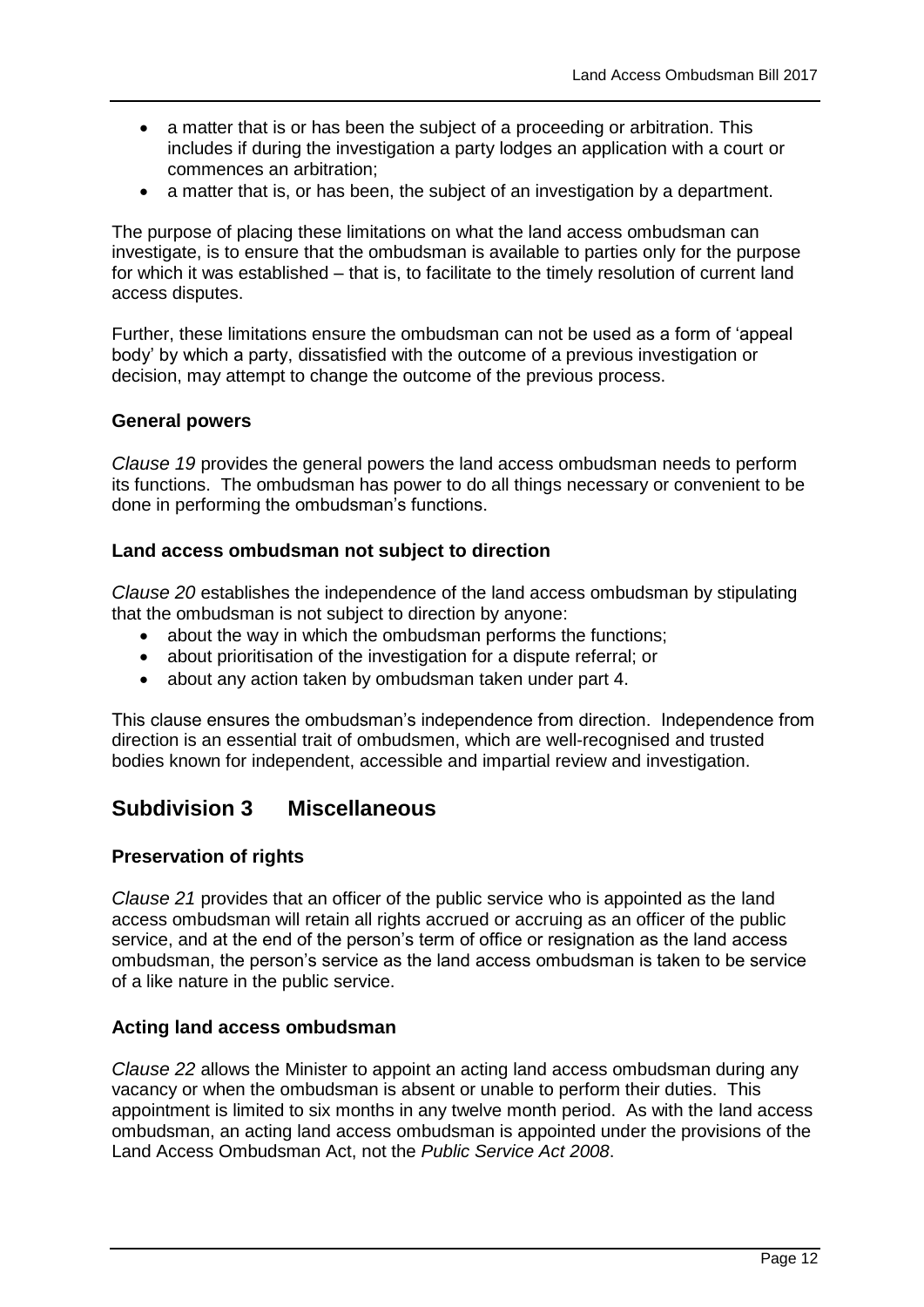- a matter that is or has been the subject of a proceeding or arbitration. This includes if during the investigation a party lodges an application with a court or commences an arbitration;
- a matter that is, or has been, the subject of an investigation by a department.

The purpose of placing these limitations on what the land access ombudsman can investigate, is to ensure that the ombudsman is available to parties only for the purpose for which it was established – that is, to facilitate to the timely resolution of current land access disputes.

Further, these limitations ensure the ombudsman can not be used as a form of 'appeal body' by which a party, dissatisfied with the outcome of a previous investigation or decision, may attempt to change the outcome of the previous process.

### General powers

*Clause 19* provides the general powers the land access ombudsman needs to perform its functions. The ombudsman has power to do all things necessary or convenient to be done in performing the ombudsman's functions.

### Land access ombudsman not subject to direction

*Clause 20* establishes the independence of the land access ombudsman by stipulating that the ombudsman is not subject to direction by anyone:

- about the way in which the ombudsman performs the functions;
- about prioritisation of the investigation for a dispute referral; or
- about any action taken by ombudsman taken under part 4.

This clause ensures the ombudsman's independence from direction. Independence from direction is an essential trait of ombudsmen, which are well-recognised and trusted bodies known for independent, accessible and impartial review and investigation.

## Subdivision 3 Miscellaneous

### Preservation of rights

*Clause 21* provides that an officer of the public service who is appointed as the land access ombudsman will retain all rights accrued or accruing as an officer of the public service, and at the end of the person's term of office or resignation as the land access ombudsman, the person's service as the land access ombudsman is taken to be service of a like nature in the public service.

### Acting land access ombudsman

*Clause 22* allows the Minister to appoint an acting land access ombudsman during any vacancy or when the ombudsman is absent or unable to perform their duties. This appointment is limited to six months in any twelve month period. As with the land access ombudsman, an acting land access ombudsman is appointed under the provisions of the Land Access Ombudsman Act, not the *Public Service Act 2008*.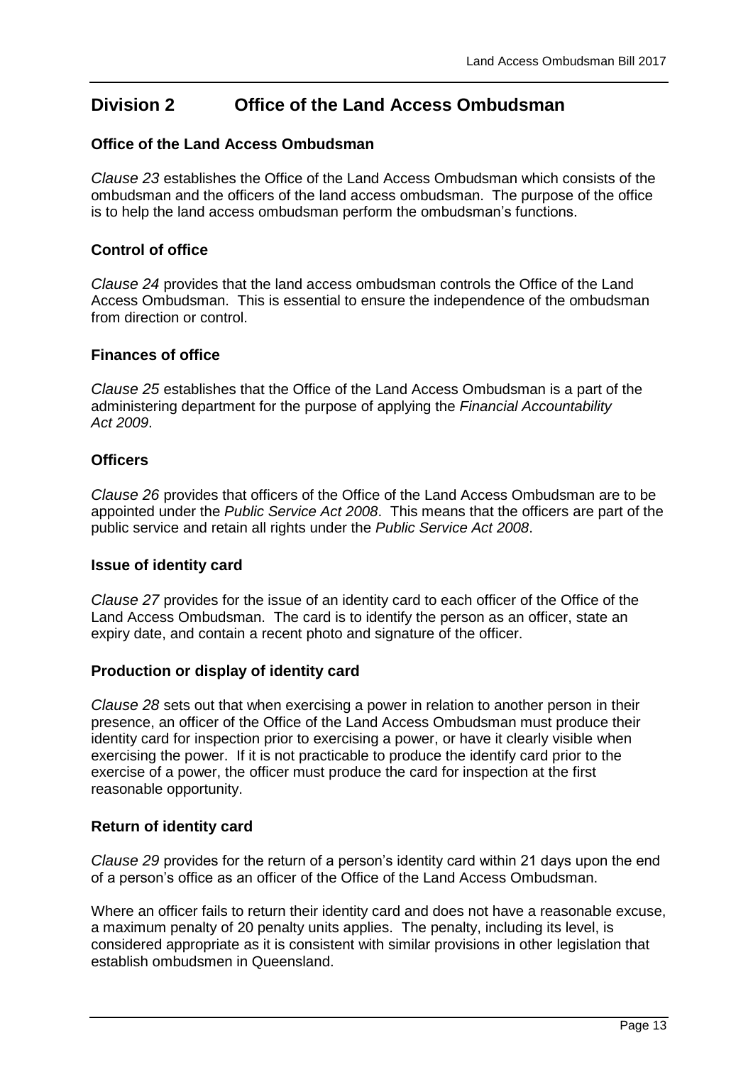## Division 2 Office of the Land Access Ombudsman

### Office of the Land Access Ombudsman

*Clause 23* establishes the Office of the Land Access Ombudsman which consists of the ombudsman and the officers of the land access ombudsman. The purpose of the office is to help the land access ombudsman perform the ombudsman's functions.

### Control of office

*Clause 24* provides that the land access ombudsman controls the Office of the Land Access Ombudsman. This is essential to ensure the independence of the ombudsman from direction or control.

### Finances of office

*Clause 25* establishes that the Office of the Land Access Ombudsman is a part of the administering department for the purpose of applying the *Financial Accountability Act 2009*.

### Officers

*Clause 26* provides that officers of the Office of the Land Access Ombudsman are to be appointed under the *Public Service Act 2008*. This means that the officers are part of the public service and retain all rights under the *Public Service Act 2008*.

### Issue of identity card

*Clause 27* provides for the issue of an identity card to each officer of the Office of the Land Access Ombudsman. The card is to identify the person as an officer, state an expiry date, and contain a recent photo and signature of the officer.

### Production or display of identity card

*Clause 28* sets out that when exercising a power in relation to another person in their presence, an officer of the Office of the Land Access Ombudsman must produce their identity card for inspection prior to exercising a power, or have it clearly visible when exercising the power. If it is not practicable to produce the identify card prior to the exercise of a power, the officer must produce the card for inspection at the first reasonable opportunity.

### Return of identity card

*Clause 29* provides for the return of a person's identity card within 21 days upon the end of a person's office as an officer of the Office of the Land Access Ombudsman.

Where an officer fails to return their identity card and does not have a reasonable excuse, a maximum penalty of 20 penalty units applies. The penalty, including its level, is considered appropriate as it is consistent with similar provisions in other legislation that establish ombudsmen in Queensland.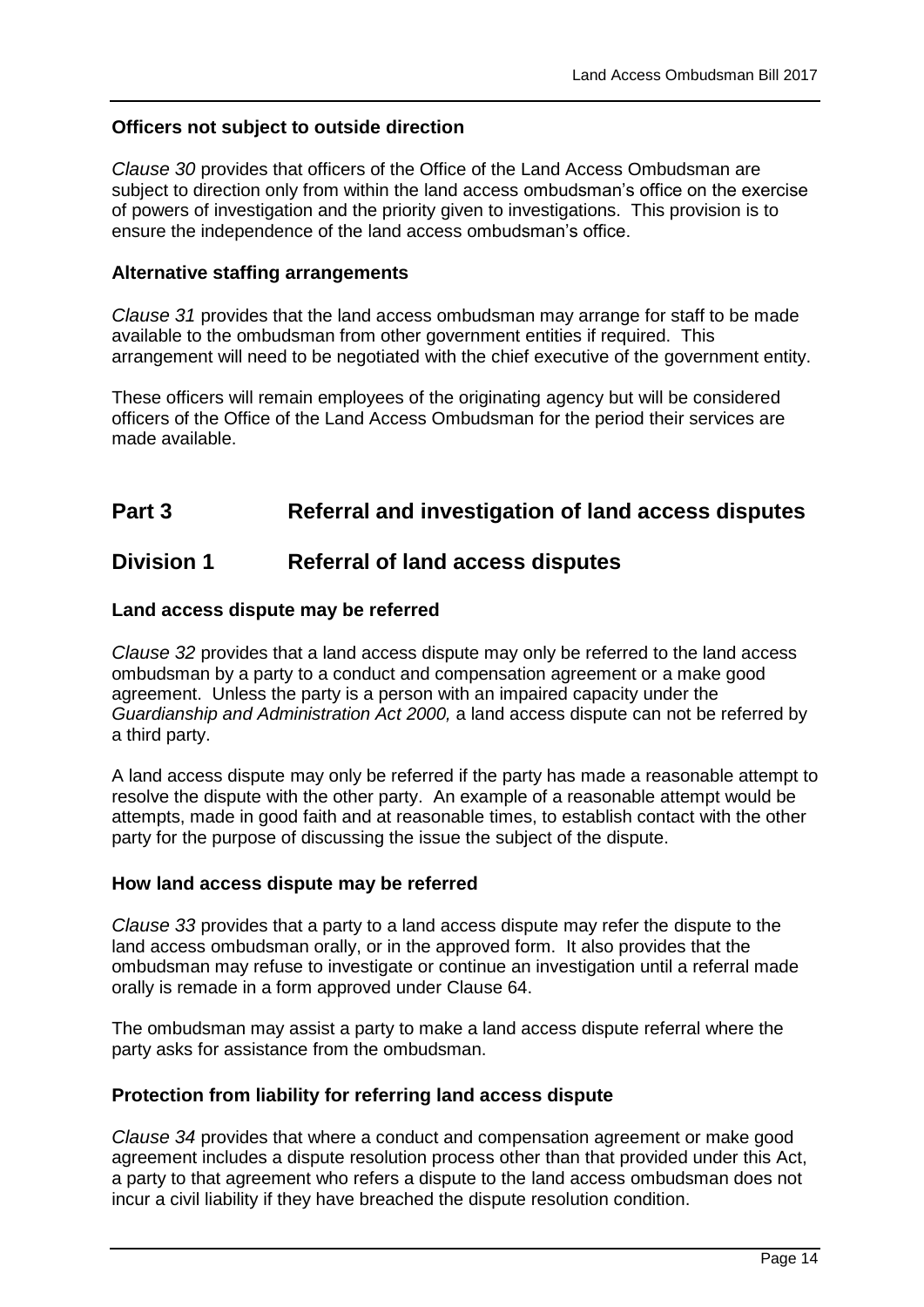### Officers not subject to outside direction

*Clause 30* provides that officers of the Office of the Land Access Ombudsman are subject to direction only from within the land access ombudsman's office on the exercise of powers of investigation and the priority given to investigations. This provision is to ensure the independence of the land access ombudsman's office.

### Alternative staffing arrangements

*Clause 31* provides that the land access ombudsman may arrange for staff to be made available to the ombudsman from other government entities if required. This arrangement will need to be negotiated with the chief executive of the government entity.

These officers will remain employees of the originating agency but will be considered officers of the Office of the Land Access Ombudsman for the period their services are made available.

## Part 3 Referral and investigation of land access disputes

## Division 1 Referral of land access disputes

### Land access dispute may be referred

*Clause 32* provides that a land access dispute may only be referred to the land access ombudsman by a party to a conduct and compensation agreement or a make good agreement. Unless the party is a person with an impaired capacity under the *Guardianship and Administration Act 2000,* a land access dispute can not be referred by a third party.

A land access dispute may only be referred if the party has made a reasonable attempt to resolve the dispute with the other party. An example of a reasonable attempt would be attempts, made in good faith and at reasonable times, to establish contact with the other party for the purpose of discussing the issue the subject of the dispute.

### How land access dispute may be referred

*Clause 33* provides that a party to a land access dispute may refer the dispute to the land access ombudsman orally, or in the approved form. It also provides that the ombudsman may refuse to investigate or continue an investigation until a referral made orally is remade in a form approved under Clause 64.

The ombudsman may assist a party to make a land access dispute referral where the party asks for assistance from the ombudsman.

### Protection from liability for referring land access dispute

*Clause 34* provides that where a conduct and compensation agreement or make good agreement includes a dispute resolution process other than that provided under this Act, a party to that agreement who refers a dispute to the land access ombudsman does not incur a civil liability if they have breached the dispute resolution condition.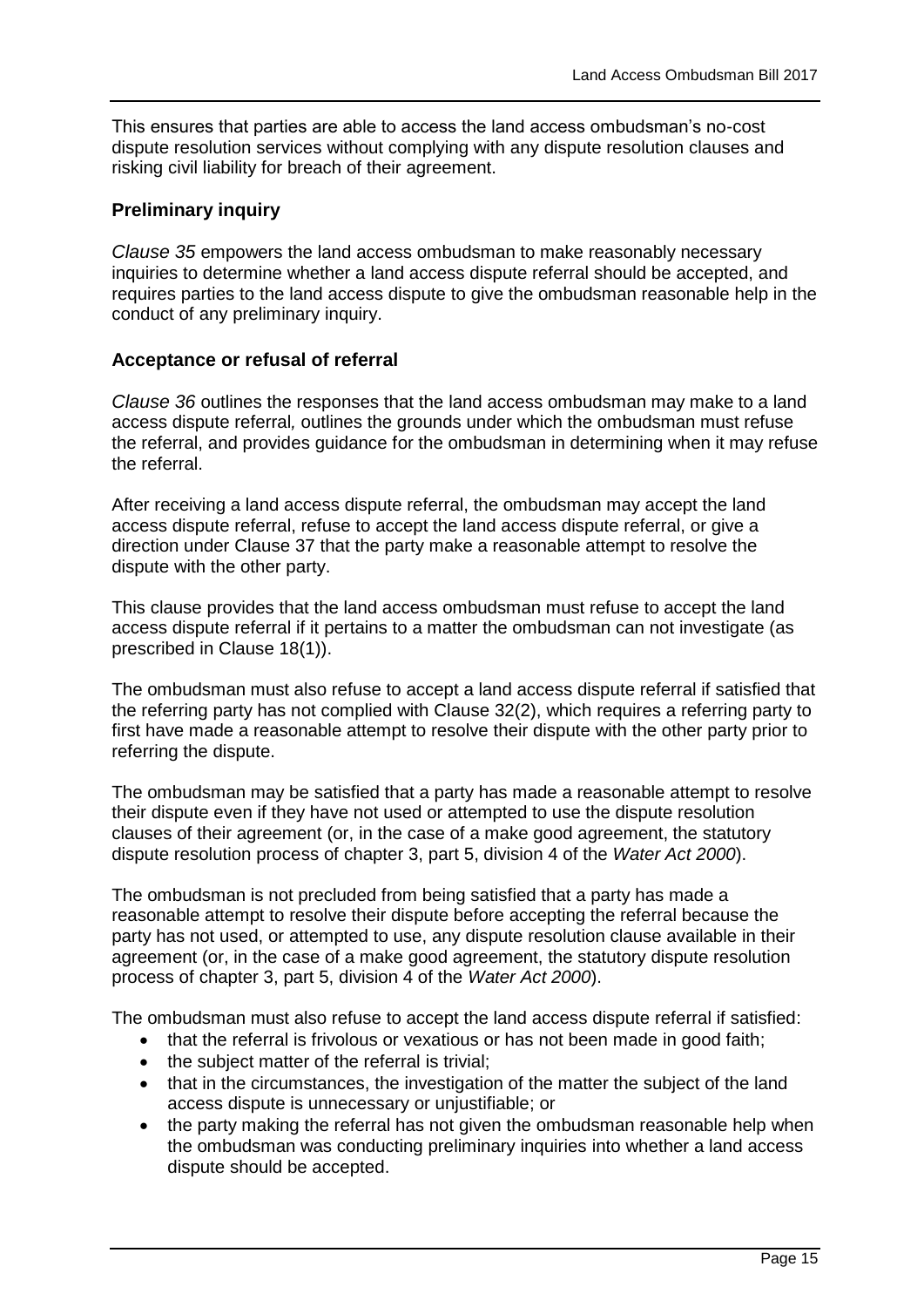This ensures that parties are able to access the land access ombudsman's no-cost dispute resolution services without complying with any dispute resolution clauses and risking civil liability for breach of their agreement.

### Preliminary inquiry

*Clause 35* empowers the land access ombudsman to make reasonably necessary inquiries to determine whether a land access dispute referral should be accepted, and requires parties to the land access dispute to give the ombudsman reasonable help in the conduct of any preliminary inquiry.

### Acceptance or refusal of referral

*Clause 36* outlines the responses that the land access ombudsman may make to a land access dispute referral, outlines the grounds under which the ombudsman must refuse the referral, and provides guidance for the ombudsman in determining when it may refuse the referral.

After receiving a land access dispute referral, the ombudsman may accept the land access dispute referral, refuse to accept the land access dispute referral, or give a direction under Clause 37 that the party make a reasonable attempt to resolve the dispute with the other party.

This clause provides that the land access ombudsman must refuse to accept the land access dispute referral if it pertains to a matter the ombudsman can not investigate (as prescribed in Clause 18(1)).

The ombudsman must also refuse to accept a land access dispute referral if satisfied that the referring party has not complied with Clause 32(2), which requires a referring party to first have made a reasonable attempt to resolve their dispute with the other party prior to referring the dispute.

The ombudsman may be satisfied that a party has made a reasonable attempt to resolve their dispute even if they have not used or attempted to use the dispute resolution clauses of their agreement (or, in the case of a make good agreement, the statutory dispute resolution process of chapter 3, part 5, division 4 of the *Water Act 2000*).

The ombudsman is not precluded from being satisfied that a party has made a reasonable attempt to resolve their dispute before accepting the referral because the party has not used, or attempted to use, any dispute resolution clause available in their agreement (or, in the case of a make good agreement, the statutory dispute resolution process of chapter 3, part 5, division 4 of the *Water Act 2000*).

The ombudsman must also refuse to accept the land access dispute referral if satisfied:

- that the referral is frivolous or vexatious or has not been made in good faith;
- the subject matter of the referral is trivial;
- that in the circumstances, the investigation of the matter the subject of the land access dispute is unnecessary or unjustifiable; or
- the party making the referral has not given the ombudsman reasonable help when the ombudsman was conducting preliminary inquiries into whether a land access dispute should be accepted.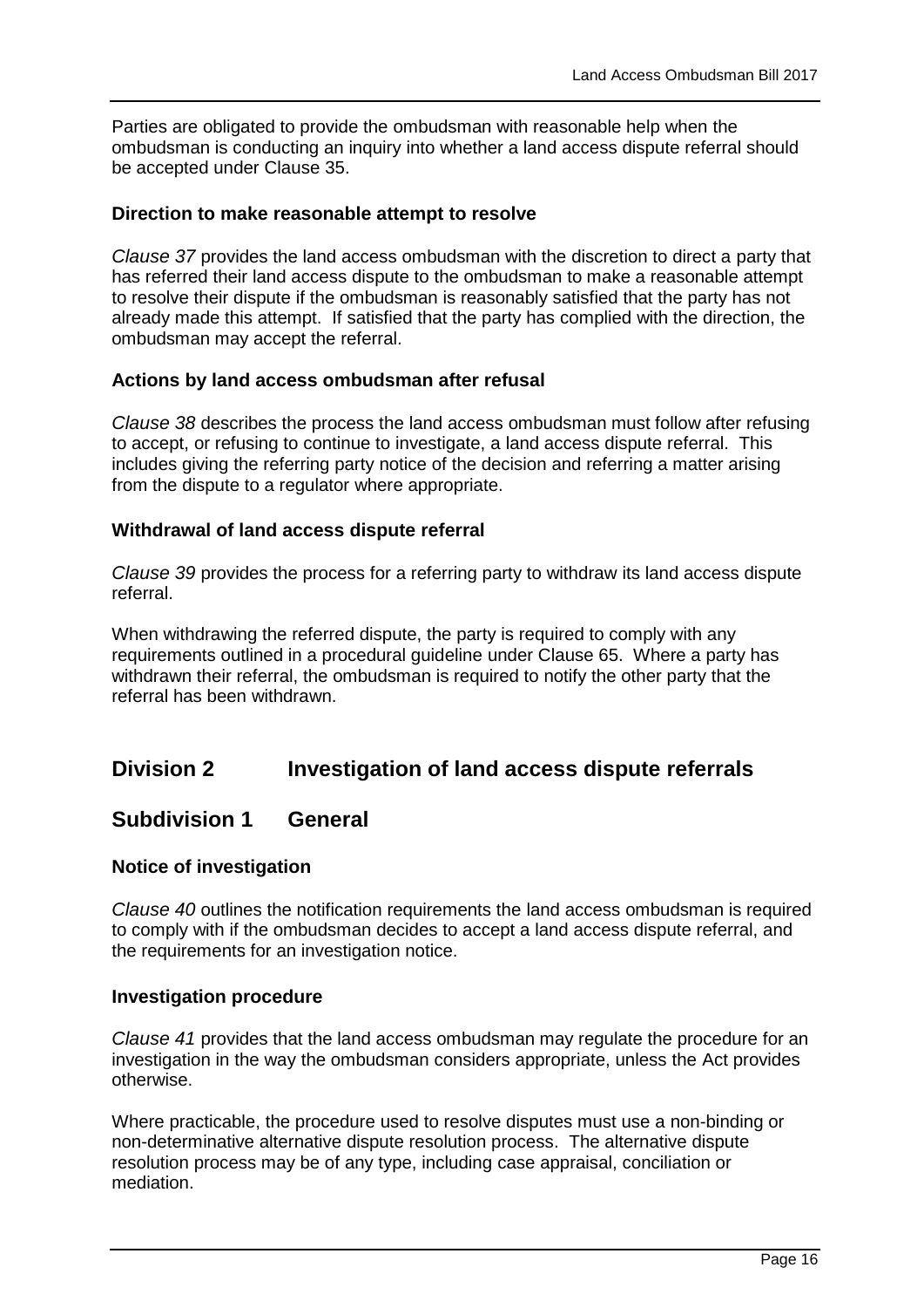Parties are obligated to provide the ombudsman with reasonable help when the ombudsman is conducting an inquiry into whether a land access dispute referral should be accepted under Clause 35.

### Direction to make reasonable attempt to resolve

*Clause 37* provides the land access ombudsman with the discretion to direct a party that has referred their land access dispute to the ombudsman to make a reasonable attempt to resolve their dispute if the ombudsman is reasonably satisfied that the party has not already made this attempt. If satisfied that the party has complied with the direction, the ombudsman may accept the referral.

### Actions by land access ombudsman after refusal

*Clause 38* describes the process the land access ombudsman must follow after refusing to accept, or refusing to continue to investigate, a land access dispute referral. This includes giving the referring party notice of the decision and referring a matter arising from the dispute to a regulator where appropriate.

### Withdrawal of land access dispute referral

*Clause 39* provides the process for a referring party to withdraw its land access dispute referral.

When withdrawing the referred dispute, the party is required to comply with any requirements outlined in a procedural guideline under Clause 65. Where a party has withdrawn their referral, the ombudsman is required to notify the other party that the referral has been withdrawn.

## Division 2 Investigation of land access dispute referrals

## Subdivision 1 General

### Notice of investigation

*Clause 40* outlines the notification requirements the land access ombudsman is required to comply with if the ombudsman decides to accept a land access dispute referral, and the requirements for an investigation notice.

### Investigation procedure

*Clause 41* provides that the land access ombudsman may regulate the procedure for an investigation in the way the ombudsman considers appropriate, unless the Act provides otherwise.

Where practicable, the procedure used to resolve disputes must use a non-binding or non-determinative alternative dispute resolution process. The alternative dispute resolution process may be of any type, including case appraisal, conciliation or mediation.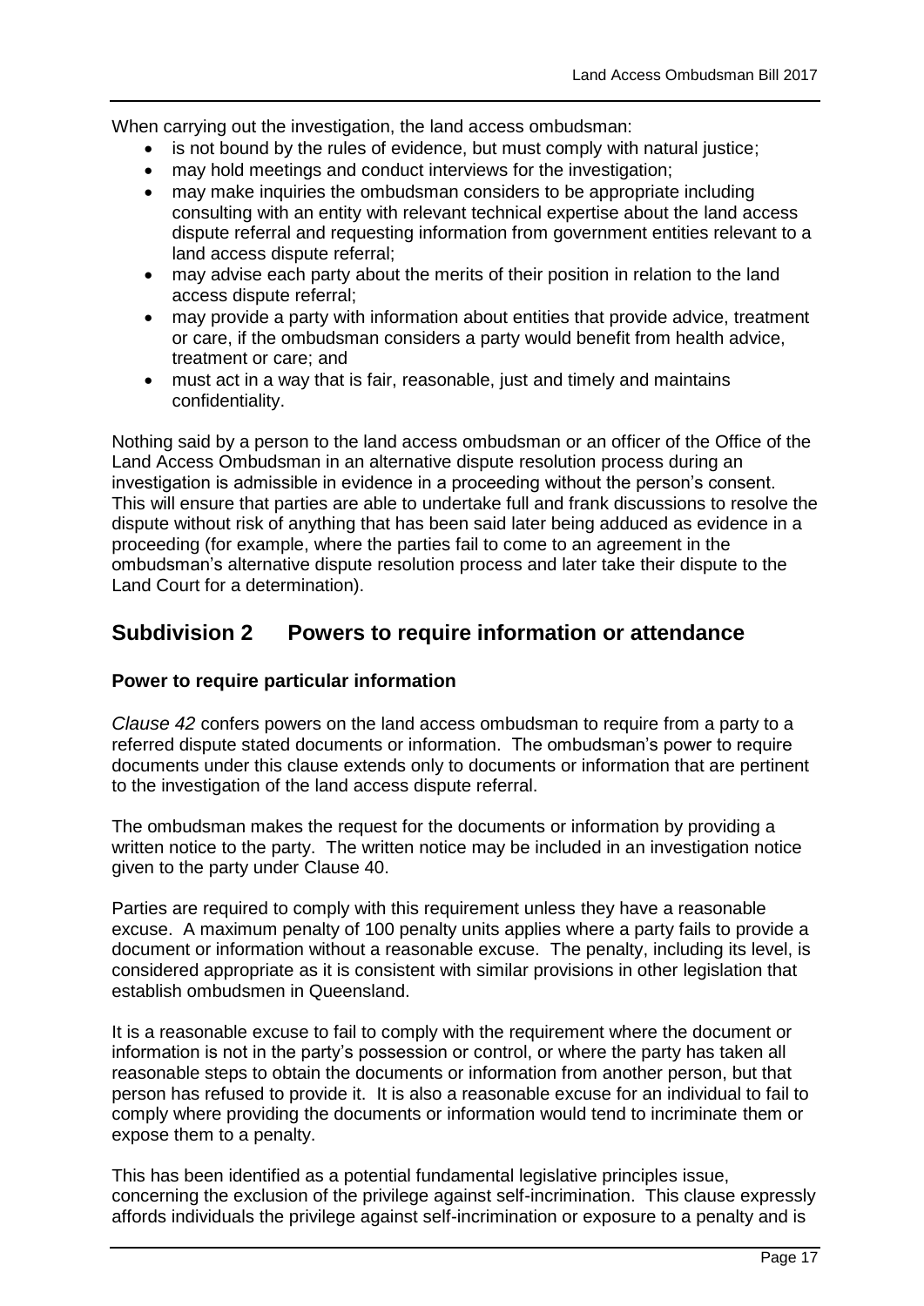When carrying out the investigation, the land access ombudsman:

- is not bound by the rules of evidence, but must comply with natural justice;
- may hold meetings and conduct interviews for the investigation;
- may make inquiries the ombudsman considers to be appropriate including consulting with an entity with relevant technical expertise about the land access dispute referral and requesting information from government entities relevant to a land access dispute referral;
- may advise each party about the merits of their position in relation to the land access dispute referral;
- may provide a party with information about entities that provide advice, treatment or care, if the ombudsman considers a party would benefit from health advice, treatment or care; and
- must act in a way that is fair, reasonable, just and timely and maintains confidentiality.

Nothing said by a person to the land access ombudsman or an officer of the Office of the Land Access Ombudsman in an alternative dispute resolution process during an investigation is admissible in evidence in a proceeding without the person's consent. This will ensure that parties are able to undertake full and frank discussions to resolve the dispute without risk of anything that has been said later being adduced as evidence in a proceeding (for example, where the parties fail to come to an agreement in the ombudsman's alternative dispute resolution process and later take their dispute to the Land Court for a determination).

## Subdivision 2 Powers to require information or attendance

### Power to require particular information

*Clause 42* confers powers on the land access ombudsman to require from a party to a referred dispute stated documents or information. The ombudsman's power to require documents under this clause extends only to documents or information that are pertinent to the investigation of the land access dispute referral.

The ombudsman makes the request for the documents or information by providing a written notice to the party. The written notice may be included in an investigation notice given to the party under Clause 40.

Parties are required to comply with this requirement unless they have a reasonable excuse. A maximum penalty of 100 penalty units applies where a party fails to provide a document or information without a reasonable excuse. The penalty, including its level, is considered appropriate as it is consistent with similar provisions in other legislation that establish ombudsmen in Queensland.

It is a reasonable excuse to fail to comply with the requirement where the document or information is not in the party's possession or control, or where the party has taken all reasonable steps to obtain the documents or information from another person, but that person has refused to provide it. It is also a reasonable excuse for an individual to fail to comply where providing the documents or information would tend to incriminate them or expose them to a penalty.

This has been identified as a potential fundamental legislative principles issue, concerning the exclusion of the privilege against self-incrimination. This clause expressly affords individuals the privilege against self-incrimination or exposure to a penalty and is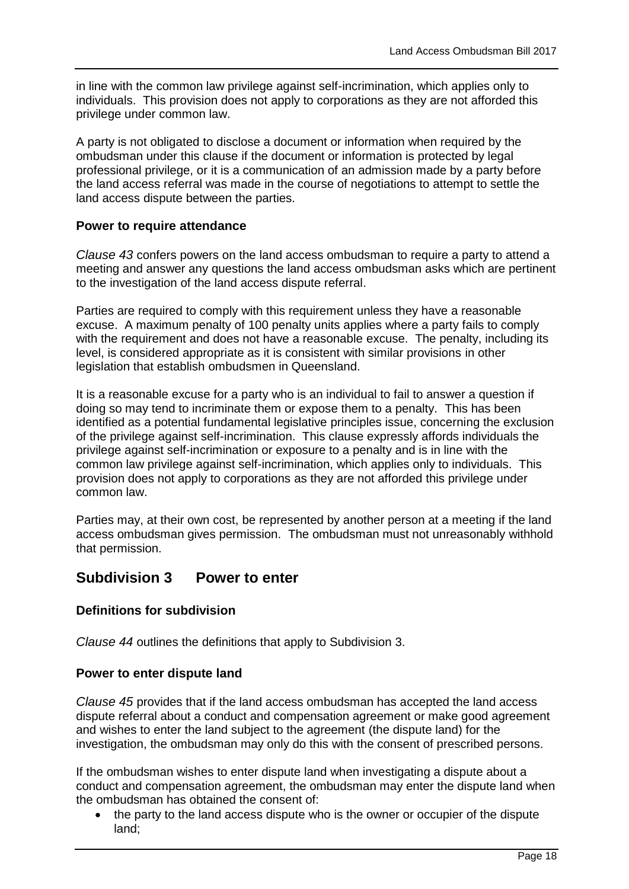in line with the common law privilege against self-incrimination, which applies only to individuals. This provision does not apply to corporations as they are not afforded this privilege under common law.

A party is not obligated to disclose a document or information when required by the ombudsman under this clause if the document or information is protected by legal professional privilege, or it is a communication of an admission made by a party before the land access referral was made in the course of negotiations to attempt to settle the land access dispute between the parties.

### Power to require attendance

*Clause 43* confers powers on the land access ombudsman to require a party to attend a meeting and answer any questions the land access ombudsman asks which are pertinent to the investigation of the land access dispute referral.

Parties are required to comply with this requirement unless they have a reasonable excuse. A maximum penalty of 100 penalty units applies where a party fails to comply with the requirement and does not have a reasonable excuse. The penalty, including its level, is considered appropriate as it is consistent with similar provisions in other legislation that establish ombudsmen in Queensland.

It is a reasonable excuse for a party who is an individual to fail to answer a question if doing so may tend to incriminate them or expose them to a penalty. This has been identified as a potential fundamental legislative principles issue, concerning the exclusion of the privilege against self-incrimination. This clause expressly affords individuals the privilege against self-incrimination or exposure to a penalty and is in line with the common law privilege against self-incrimination, which applies only to individuals. This provision does not apply to corporations as they are not afforded this privilege under common law.

Parties may, at their own cost, be represented by another person at a meeting if the land access ombudsman gives permission. The ombudsman must not unreasonably withhold that permission.

## Subdivision 3 Power to enter

### Definitions for subdivision

*Clause 44* outlines the definitions that apply to Subdivision 3.

### Power to enter dispute land

*Clause 45* provides that if the land access ombudsman has accepted the land access dispute referral about a conduct and compensation agreement or make good agreement and wishes to enter the land subject to the agreement (the dispute land) for the investigation, the ombudsman may only do this with the consent of prescribed persons.

If the ombudsman wishes to enter dispute land when investigating a dispute about a conduct and compensation agreement, the ombudsman may enter the dispute land when the ombudsman has obtained the consent of:

- the party to the land access dispute who is the owner or occupier of the dispute land;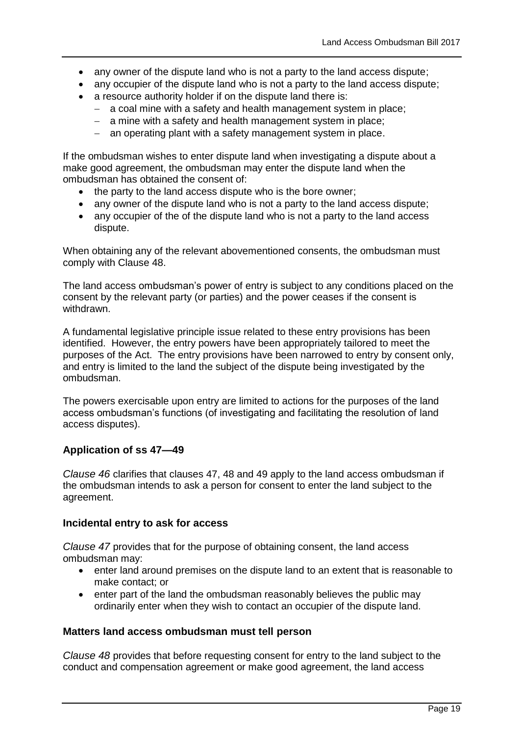- any owner of the dispute land who is not a party to the land access dispute;
- any occupier of the dispute land who is not a party to the land access dispute;
- a resource authority holder if on the dispute land there is:
  - a coal mine with a safety and health management system in place;
  - a mine with a safety and health management system in place;
  - an operating plant with a safety management system in place.

If the ombudsman wishes to enter dispute land when investigating a dispute about a make good agreement, the ombudsman may enter the dispute land when the ombudsman has obtained the consent of:

- the party to the land access dispute who is the bore owner;
- any owner of the dispute land who is not a party to the land access dispute;
- any occupier of the of the dispute land who is not a party to the land access dispute.

When obtaining any of the relevant abovementioned consents, the ombudsman must comply with Clause 48.

The land access ombudsman's power of entry is subject to any conditions placed on the consent by the relevant party (or parties) and the power ceases if the consent is withdrawn.

A fundamental legislative principle issue related to these entry provisions has been identified. However, the entry powers have been appropriately tailored to meet the purposes of the Act. The entry provisions have been narrowed to entry by consent only, and entry is limited to the land the subject of the dispute being investigated by the ombudsman.

The powers exercisable upon entry are limited to actions for the purposes of the land access ombudsman's functions (of investigating and facilitating the resolution of land access disputes).

### Application of ss 47—49

*Clause 46* clarifies that clauses 47, 48 and 49 apply to the land access ombudsman if the ombudsman intends to ask a person for consent to enter the land subject to the agreement.

### Incidental entry to ask for access

*Clause 47* provides that for the purpose of obtaining consent, the land access ombudsman may:

- enter land around premises on the dispute land to an extent that is reasonable to make contact; or
- enter part of the land the ombudsman reasonably believes the public may ordinarily enter when they wish to contact an occupier of the dispute land.

### Matters land access ombudsman must tell person

*Clause 48* provides that before requesting consent for entry to the land subject to the conduct and compensation agreement or make good agreement, the land access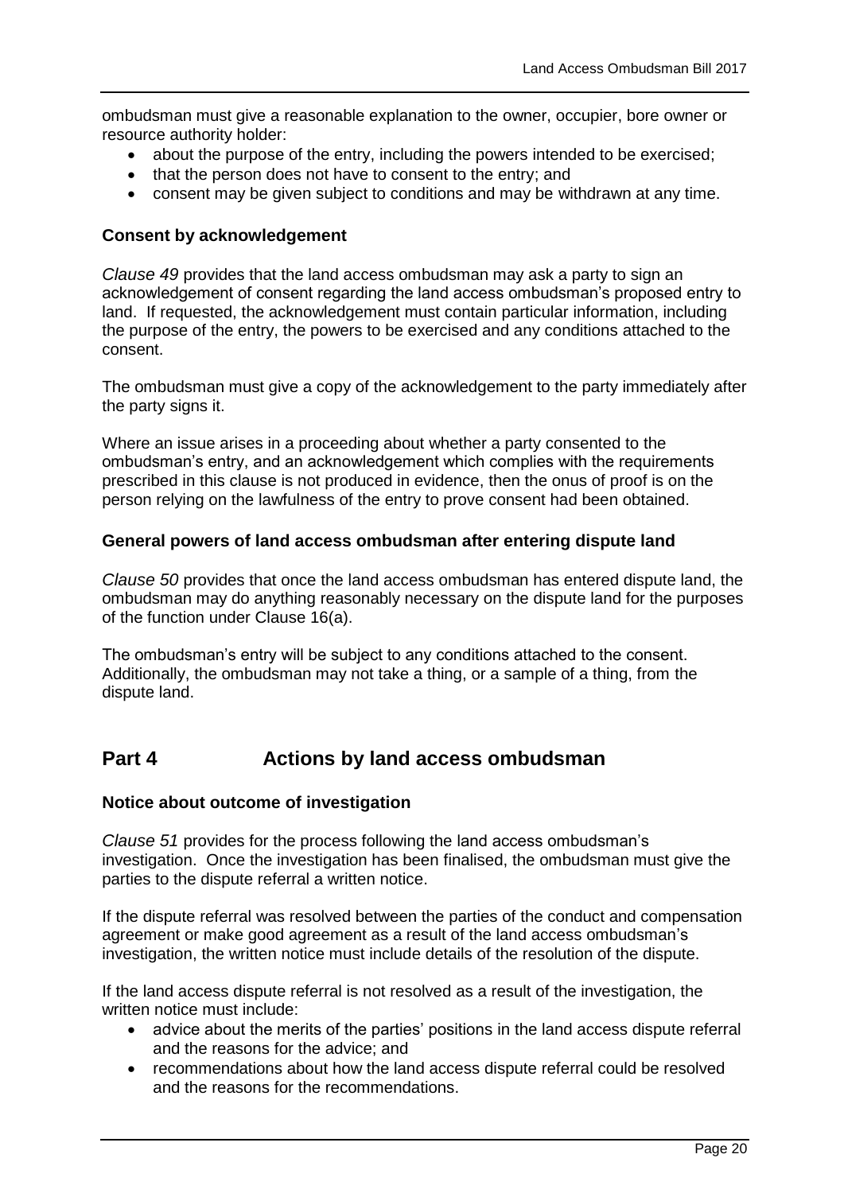ombudsman must give a reasonable explanation to the owner, occupier, bore owner or resource authority holder:

- about the purpose of the entry, including the powers intended to be exercised;
- that the person does not have to consent to the entry; and
- consent may be given subject to conditions and may be withdrawn at any time.

### Consent by acknowledgement

*Clause 49* provides that the land access ombudsman may ask a party to sign an acknowledgement of consent regarding the land access ombudsman's proposed entry to land. If requested, the acknowledgement must contain particular information, including the purpose of the entry, the powers to be exercised and any conditions attached to the consent.

The ombudsman must give a copy of the acknowledgement to the party immediately after the party signs it.

Where an issue arises in a proceeding about whether a party consented to the ombudsman's entry, and an acknowledgement which complies with the requirements prescribed in this clause is not produced in evidence, then the onus of proof is on the person relying on the lawfulness of the entry to prove consent had been obtained.

### General powers of land access ombudsman after entering dispute land

*Clause 50* provides that once the land access ombudsman has entered dispute land, the ombudsman may do anything reasonably necessary on the dispute land for the purposes of the function under Clause 16(a).

The ombudsman's entry will be subject to any conditions attached to the consent. Additionally, the ombudsman may not take a thing, or a sample of a thing, from the dispute land.

## Part 4 Actions by land access ombudsman

### Notice about outcome of investigation

*Clause 51* provides for the process following the land access ombudsman's investigation. Once the investigation has been finalised, the ombudsman must give the parties to the dispute referral a written notice.

If the dispute referral was resolved between the parties of the conduct and compensation agreement or make good agreement as a result of the land access ombudsman's investigation, the written notice must include details of the resolution of the dispute.

If the land access dispute referral is not resolved as a result of the investigation, the written notice must include:

- advice about the merits of the parties' positions in the land access dispute referral and the reasons for the advice; and
- recommendations about how the land access dispute referral could be resolved and the reasons for the recommendations.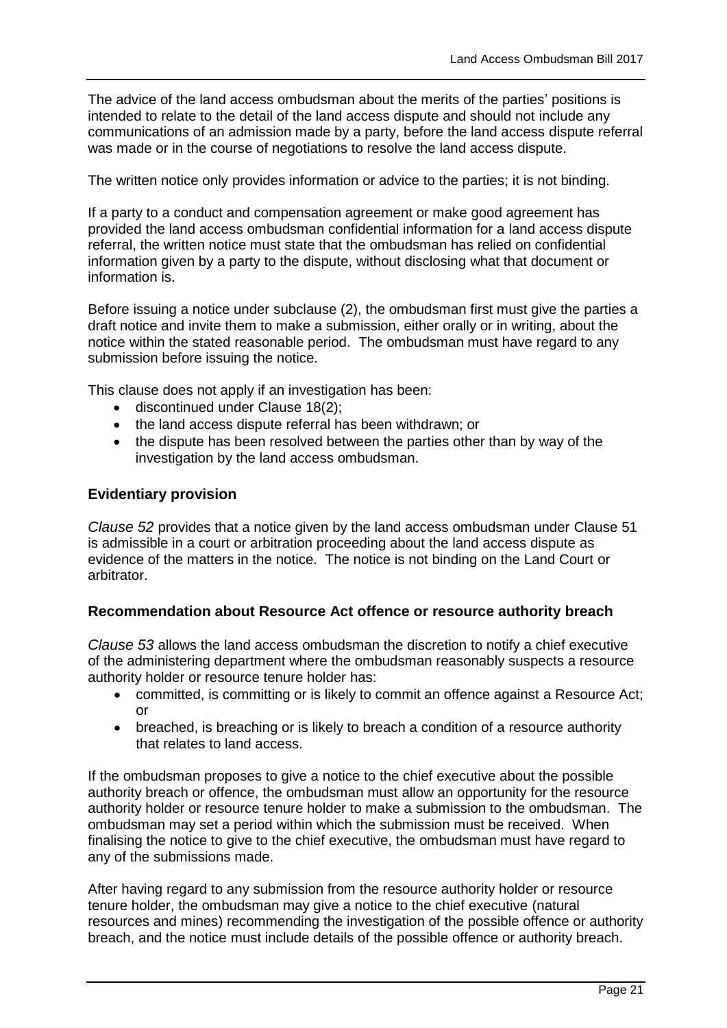The advice of the land access ombudsman about the merits of the parties' positions is intended to relate to the detail of the land access dispute and should not include any communications of an admission made by a party, before the land access dispute referral was made or in the course of negotiations to resolve the land access dispute.

The written notice only provides information or advice to the parties; it is not binding.

If a party to a conduct and compensation agreement or make good agreement has provided the land access ombudsman confidential information for a land access dispute referral, the written notice must state that the ombudsman has relied on confidential information given by a party to the dispute, without disclosing what that document or information is.

Before issuing a notice under subclause (2), the ombudsman first must give the parties a draft notice and invite them to make a submission, either orally or in writing, about the notice within the stated reasonable period. The ombudsman must have regard to any submission before issuing the notice.

This clause does not apply if an investigation has been:

- discontinued under Clause 18(2);
- the land access dispute referral has been withdrawn; or
- the dispute has been resolved between the parties other than by way of the investigation by the land access ombudsman.

### Evidentiary provision

*Clause 52* provides that a notice given by the land access ombudsman under Clause 51 is admissible in a court or arbitration proceeding about the land access dispute as evidence of the matters in the notice. The notice is not binding on the Land Court or arbitrator.

### Recommendation about Resource Act offence or resource authority breach

*Clause 53* allows the land access ombudsman the discretion to notify a chief executive of the administering department where the ombudsman reasonably suspects a resource authority holder or resource tenure holder has:

- committed, is committing or is likely to commit an offence against a Resource Act; or
- breached, is breaching or is likely to breach a condition of a resource authority that relates to land access.

If the ombudsman proposes to give a notice to the chief executive about the possible authority breach or offence, the ombudsman must allow an opportunity for the resource authority holder or resource tenure holder to make a submission to the ombudsman. The ombudsman may set a period within which the submission must be received. When finalising the notice to give to the chief executive, the ombudsman must have regard to any of the submissions made.

After having regard to any submission from the resource authority holder or resource tenure holder, the ombudsman may give a notice to the chief executive (natural resources and mines) recommending the investigation of the possible offence or authority breach, and the notice must include details of the possible offence or authority breach.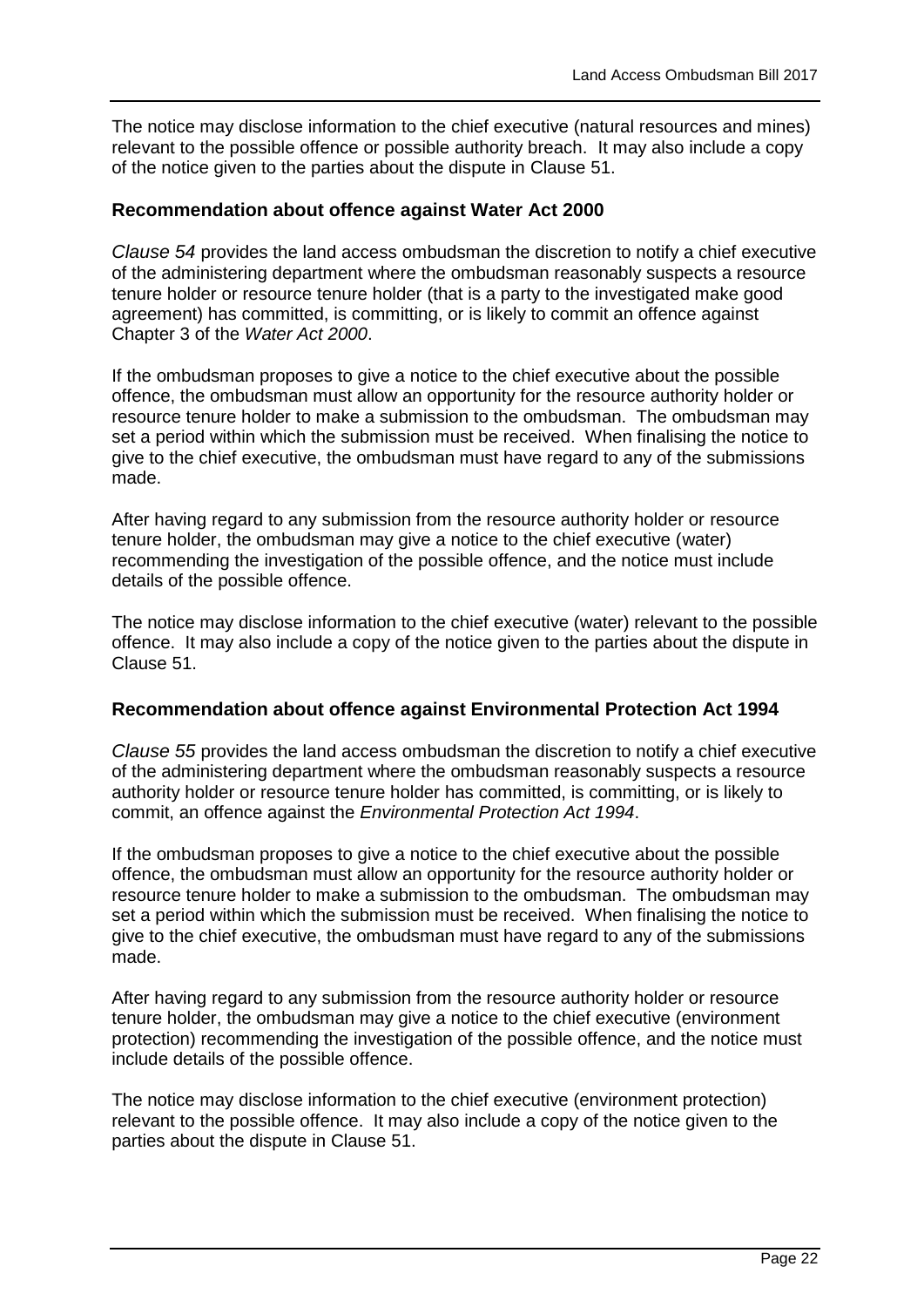The notice may disclose information to the chief executive (natural resources and mines) relevant to the possible offence or possible authority breach. It may also include a copy of the notice given to the parties about the dispute in Clause 51.

### Recommendation about offence against Water Act 2000

*Clause 54* provides the land access ombudsman the discretion to notify a chief executive of the administering department where the ombudsman reasonably suspects a resource tenure holder or resource tenure holder (that is a party to the investigated make good agreement) has committed, is committing, or is likely to commit an offence against Chapter 3 of the *Water Act 2000*.

If the ombudsman proposes to give a notice to the chief executive about the possible offence, the ombudsman must allow an opportunity for the resource authority holder or resource tenure holder to make a submission to the ombudsman. The ombudsman may set a period within which the submission must be received. When finalising the notice to give to the chief executive, the ombudsman must have regard to any of the submissions made.

After having regard to any submission from the resource authority holder or resource tenure holder, the ombudsman may give a notice to the chief executive (water) recommending the investigation of the possible offence, and the notice must include details of the possible offence.

The notice may disclose information to the chief executive (water) relevant to the possible offence. It may also include a copy of the notice given to the parties about the dispute in Clause 51.

### Recommendation about offence against Environmental Protection Act 1994

*Clause 55* provides the land access ombudsman the discretion to notify a chief executive of the administering department where the ombudsman reasonably suspects a resource authority holder or resource tenure holder has committed, is committing, or is likely to commit, an offence against the *Environmental Protection Act 1994*.

If the ombudsman proposes to give a notice to the chief executive about the possible offence, the ombudsman must allow an opportunity for the resource authority holder or resource tenure holder to make a submission to the ombudsman. The ombudsman may set a period within which the submission must be received. When finalising the notice to give to the chief executive, the ombudsman must have regard to any of the submissions made.

After having regard to any submission from the resource authority holder or resource tenure holder, the ombudsman may give a notice to the chief executive (environment protection) recommending the investigation of the possible offence, and the notice must include details of the possible offence.

The notice may disclose information to the chief executive (environment protection) relevant to the possible offence. It may also include a copy of the notice given to the parties about the dispute in Clause 51.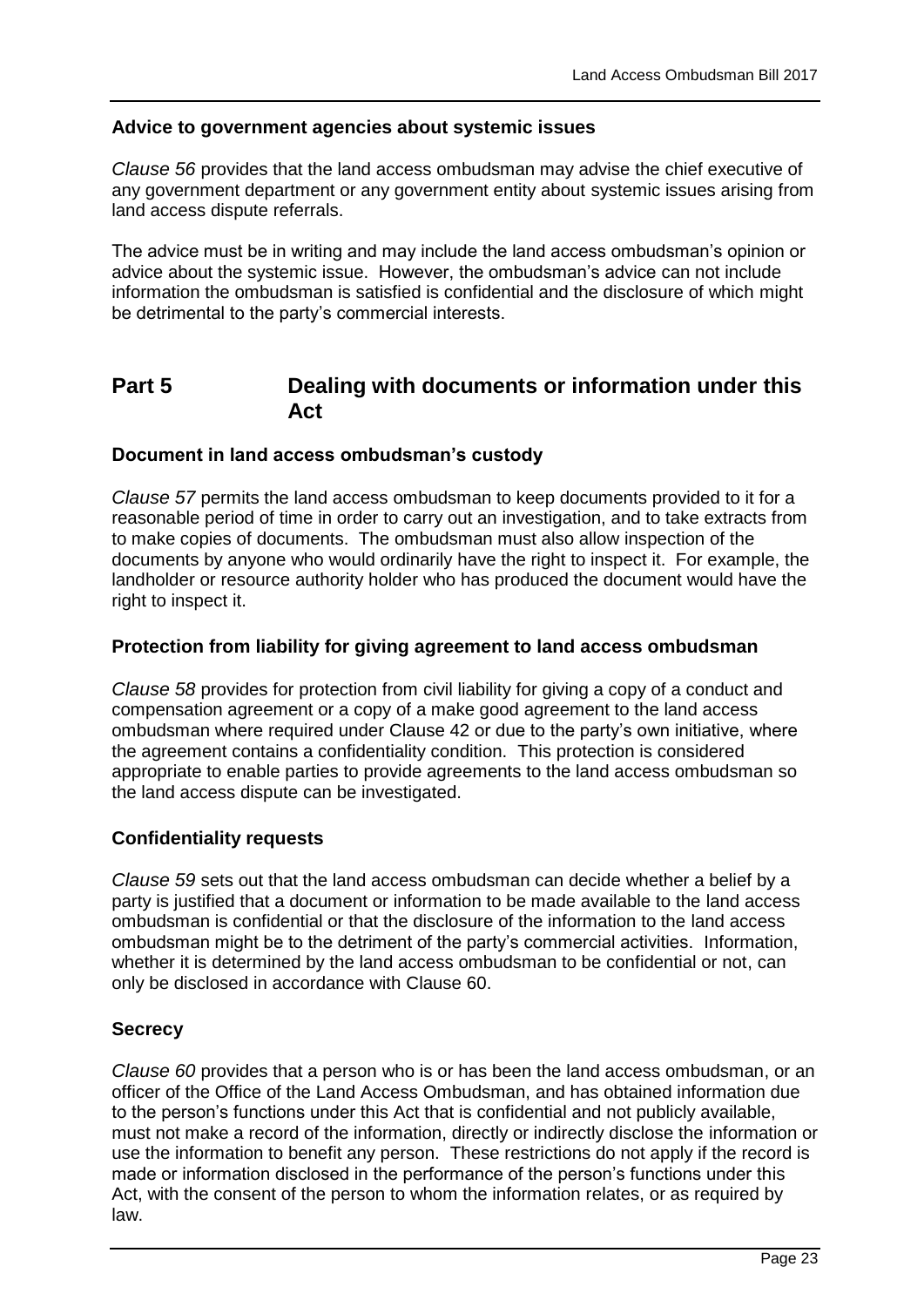### Advice to government agencies about systemic issues

*Clause 56* provides that the land access ombudsman may advise the chief executive of any government department or any government entity about systemic issues arising from land access dispute referrals.

The advice must be in writing and may include the land access ombudsman's opinion or advice about the systemic issue. However, the ombudsman's advice can not include information the ombudsman is satisfied is confidential and the disclosure of which might be detrimental to the party's commercial interests.

## Part 5 Dealing with documents or information under this Act

### Document in land access ombudsman's custody

*Clause 57* permits the land access ombudsman to keep documents provided to it for a reasonable period of time in order to carry out an investigation, and to take extracts from to make copies of documents. The ombudsman must also allow inspection of the documents by anyone who would ordinarily have the right to inspect it. For example, the landholder or resource authority holder who has produced the document would have the right to inspect it.

### Protection from liability for giving agreement to land access ombudsman

*Clause 58* provides for protection from civil liability for giving a copy of a conduct and compensation agreement or a copy of a make good agreement to the land access ombudsman where required under Clause 42 or due to the party's own initiative, where the agreement contains a confidentiality condition. This protection is considered appropriate to enable parties to provide agreements to the land access ombudsman so the land access dispute can be investigated.

### Confidentiality requests

*Clause 59* sets out that the land access ombudsman can decide whether a belief by a party is justified that a document or information to be made available to the land access ombudsman is confidential or that the disclosure of the information to the land access ombudsman might be to the detriment of the party's commercial activities. Information, whether it is determined by the land access ombudsman to be confidential or not, can only be disclosed in accordance with Clause 60.

### Secrecy

*Clause 60* provides that a person who is or has been the land access ombudsman, or an officer of the Office of the Land Access Ombudsman, and has obtained information due to the person's functions under this Act that is confidential and not publicly available, must not make a record of the information, directly or indirectly disclose the information or use the information to benefit any person. These restrictions do not apply if the record is made or information disclosed in the performance of the person's functions under this Act, with the consent of the person to whom the information relates, or as required by law.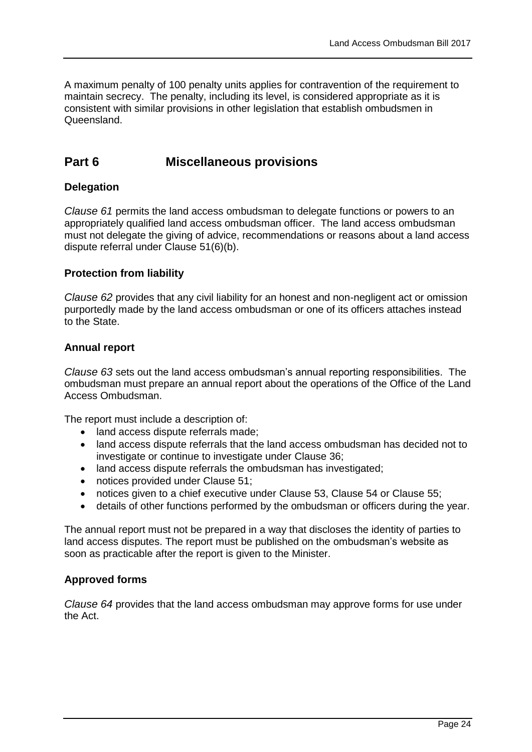A maximum penalty of 100 penalty units applies for contravention of the requirement to maintain secrecy. The penalty, including its level, is considered appropriate as it is consistent with similar provisions in other legislation that establish ombudsmen in Queensland.

## Part 6 Miscellaneous provisions

### Delegation

*Clause 61* permits the land access ombudsman to delegate functions or powers to an appropriately qualified land access ombudsman officer. The land access ombudsman must not delegate the giving of advice, recommendations or reasons about a land access dispute referral under Clause 51(6)(b).

### Protection from liability

*Clause 62* provides that any civil liability for an honest and non-negligent act or omission purportedly made by the land access ombudsman or one of its officers attaches instead to the State.

### Annual report

*Clause 63* sets out the land access ombudsman's annual reporting responsibilities. The ombudsman must prepare an annual report about the operations of the Office of the Land Access Ombudsman.

The report must include a description of:

- land access dispute referrals made;
- land access dispute referrals that the land access ombudsman has decided not to investigate or continue to investigate under Clause 36;
- land access dispute referrals the ombudsman has investigated;
- notices provided under Clause 51;
- notices given to a chief executive under Clause 53, Clause 54 or Clause 55;
- details of other functions performed by the ombudsman or officers during the year.

The annual report must not be prepared in a way that discloses the identity of parties to land access disputes. The report must be published on the ombudsman's website as soon as practicable after the report is given to the Minister.

### Approved forms

*Clause 64* provides that the land access ombudsman may approve forms for use under the Act.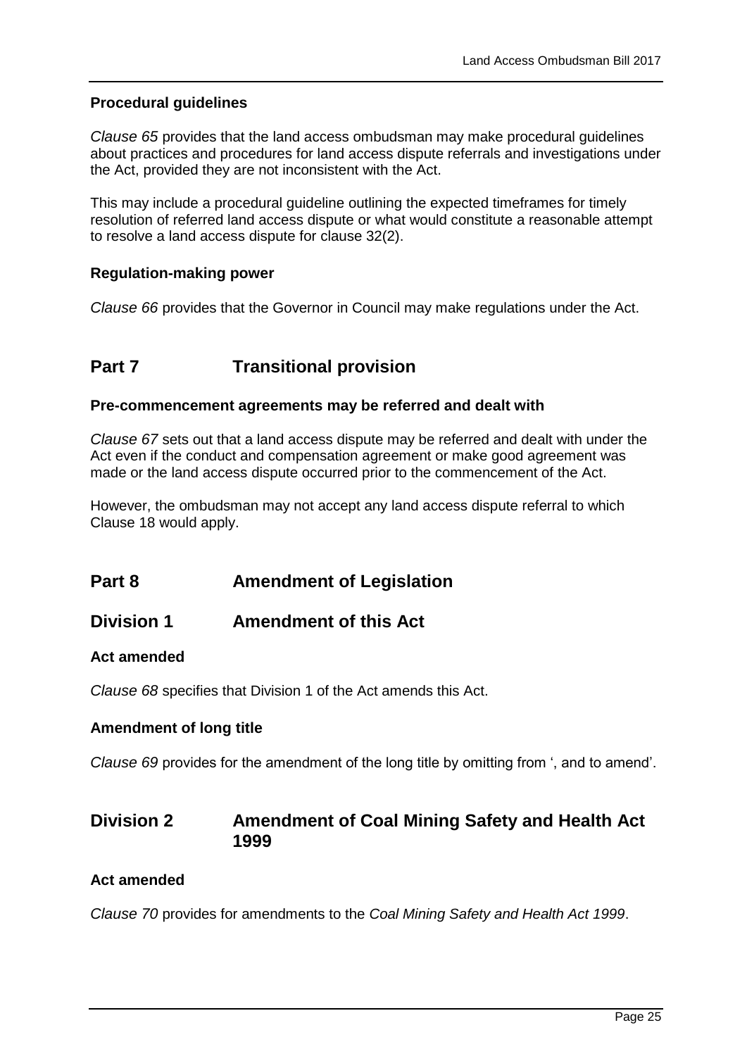### Procedural guidelines

*Clause 65* provides that the land access ombudsman may make procedural guidelines about practices and procedures for land access dispute referrals and investigations under the Act, provided they are not inconsistent with the Act.

This may include a procedural guideline outlining the expected timeframes for timely resolution of referred land access dispute or what would constitute a reasonable attempt to resolve a land access dispute for clause 32(2).

### Regulation-making power

*Clause 66* provides that the Governor in Council may make regulations under the Act.

## Part 7 Transitional provision

### Pre-commencement agreements may be referred and dealt with

*Clause 67* sets out that a land access dispute may be referred and dealt with under the Act even if the conduct and compensation agreement or make good agreement was made or the land access dispute occurred prior to the commencement of the Act.

However, the ombudsman may not accept any land access dispute referral to which Clause 18 would apply.

## Part 8 Amendment of Legislation

## Division 1 Amendment of this Act

### Act amended

*Clause 68* specifies that Division 1 of the Act amends this Act.

### Amendment of long title

*Clause 69* provides for the amendment of the long title by omitting from ', and to amend'.

## Division 2 Amendment of Coal Mining Safety and Health Act 1999

### Act amended

*Clause 70* provides for amendments to the *Coal Mining Safety and Health Act 1999*.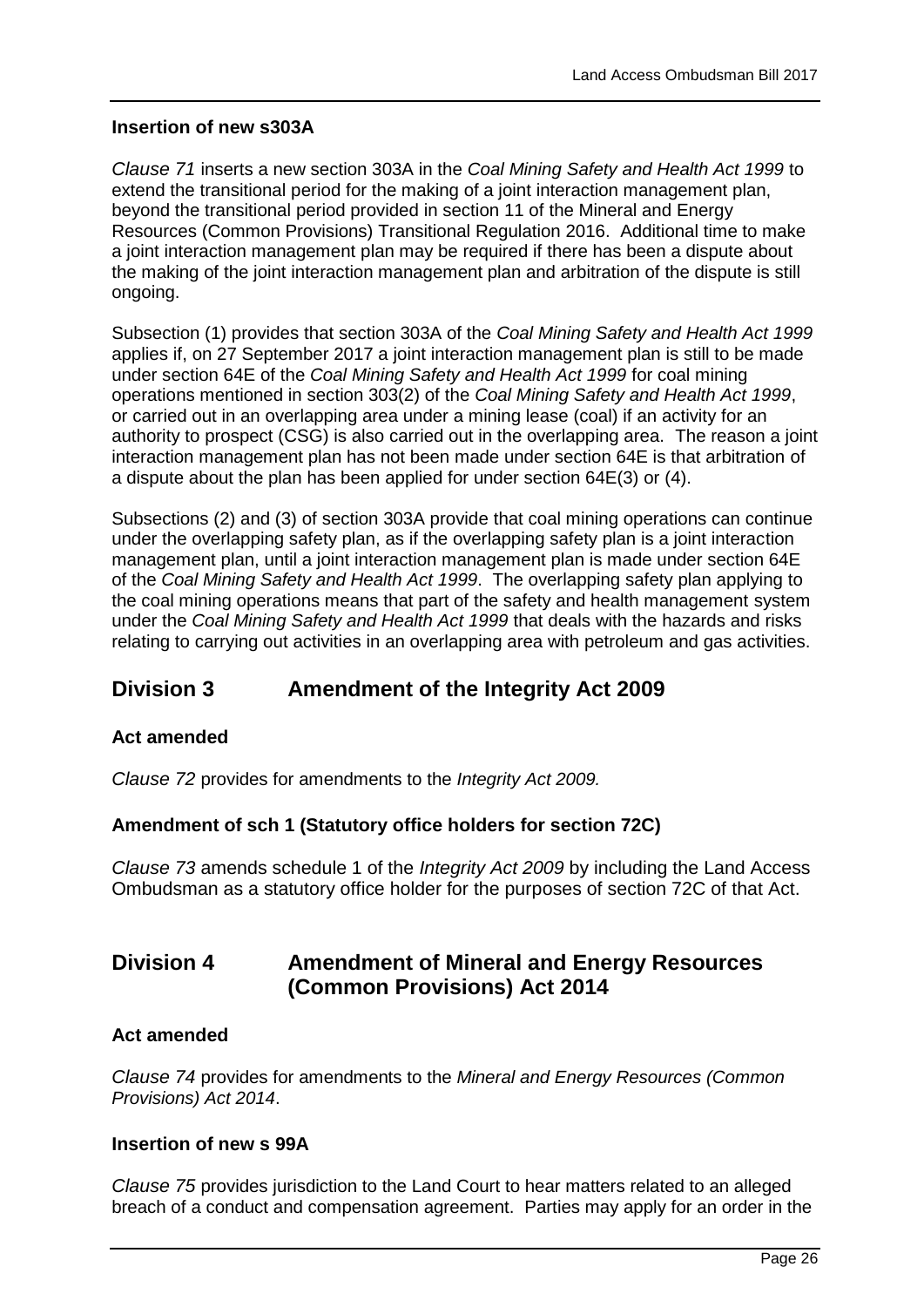#### Insertion of new s303A

*Clause 71* inserts a new section 303A in the *Coal Mining Safety and Health Act 1999* to extend the transitional period for the making of a joint interaction management plan, beyond the transitional period provided in section 11 of the Mineral and Energy Resources (Common Provisions) Transitional Regulation 2016. Additional time to make a joint interaction management plan may be required if there has been a dispute about the making of the joint interaction management plan and arbitration of the dispute is still ongoing.

Subsection (1) provides that section 303A of the *Coal Mining Safety and Health Act 1999* applies if, on 27 September 2017 a joint interaction management plan is still to be made under section 64E of the *Coal Mining Safety and Health Act 1999* for coal mining operations mentioned in section 303(2) of the *Coal Mining Safety and Health Act 1999*, or carried out in an overlapping area under a mining lease (coal) if an activity for an authority to prospect (CSG) is also carried out in the overlapping area. The reason a joint interaction management plan has not been made under section 64E is that arbitration of a dispute about the plan has been applied for under section 64E(3) or (4).

Subsections (2) and (3) of section 303A provide that coal mining operations can continue under the overlapping safety plan, as if the overlapping safety plan is a joint interaction management plan, until a joint interaction management plan is made under section 64E of the *Coal Mining Safety and Health Act 1999*. The overlapping safety plan applying to the coal mining operations means that part of the safety and health management system under the *Coal Mining Safety and Health Act 1999* that deals with the hazards and risks relating to carrying out activities in an overlapping area with petroleum and gas activities.

## Division 3 Amendment of the Integrity Act 2009

#### Act amended

*Clause 72* provides for amendments to the *Integrity Act 2009.*

#### Amendment of sch 1 (Statutory office holders for section 72C)

*Clause 73* amends schedule 1 of the *Integrity Act 2009* by including the Land Access Ombudsman as a statutory office holder for the purposes of section 72C of that Act.

## Division 4 Amendment of Mineral and Energy Resources (Common Provisions) Act 2014

#### Act amended

*Clause 74* provides for amendments to the *Mineral and Energy Resources (Common Provisions) Act 2014*.

#### Insertion of new s 99A

*Clause 75* provides jurisdiction to the Land Court to hear matters related to an alleged breach of a conduct and compensation agreement. Parties may apply for an order in the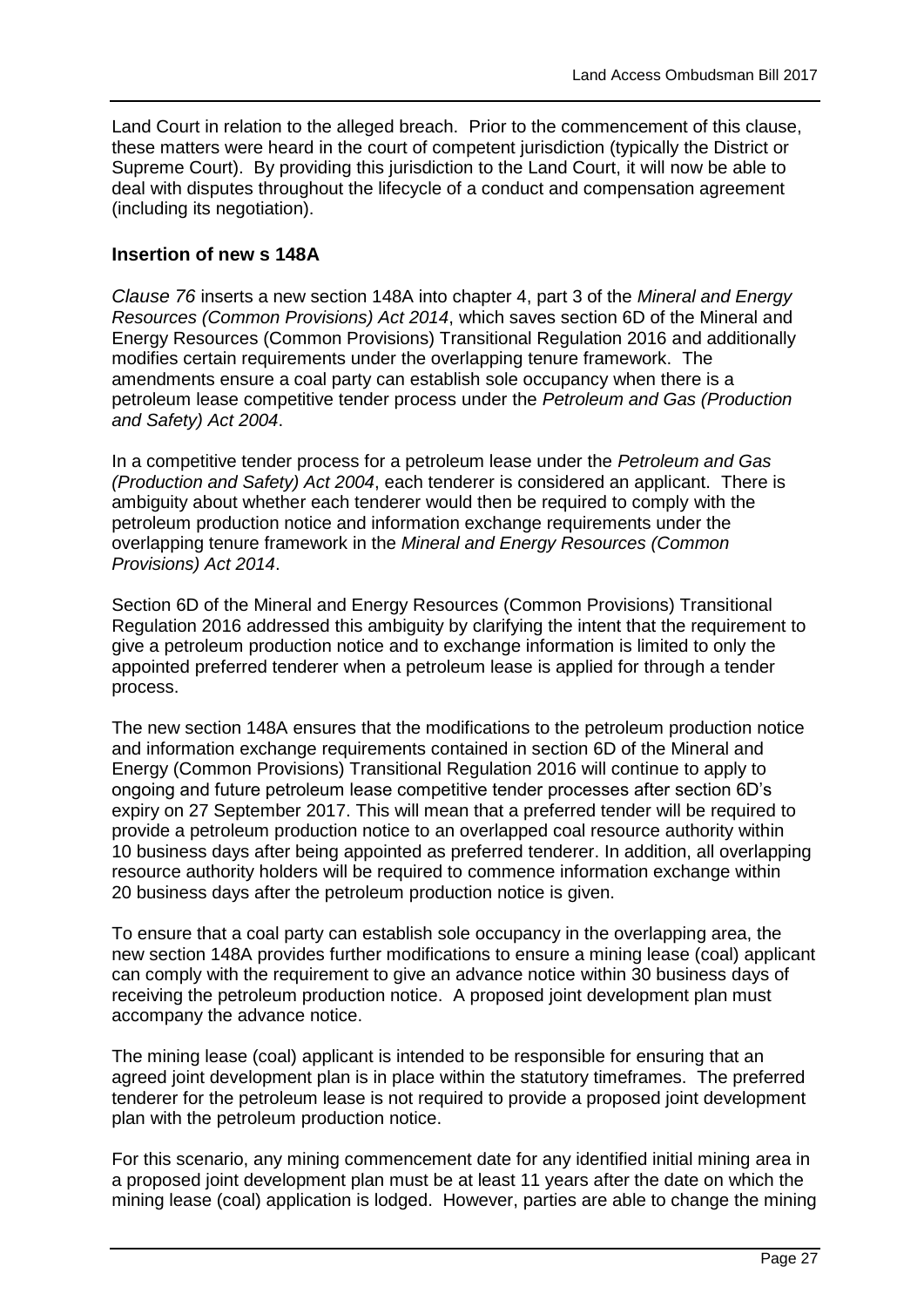Land Court in relation to the alleged breach. Prior to the commencement of this clause, these matters were heard in the court of competent jurisdiction (typically the District or Supreme Court). By providing this jurisdiction to the Land Court, it will now be able to deal with disputes throughout the lifecycle of a conduct and compensation agreement (including its negotiation).

### Insertion of new s 148A

*Clause 76* inserts a new section 148A into chapter 4, part 3 of the *Mineral and Energy Resources (Common Provisions) Act 2014*, which saves section 6D of the Mineral and Energy Resources (Common Provisions) Transitional Regulation 2016 and additionally modifies certain requirements under the overlapping tenure framework. The amendments ensure a coal party can establish sole occupancy when there is a petroleum lease competitive tender process under the *Petroleum and Gas (Production and Safety) Act 2004*.

In a competitive tender process for a petroleum lease under the *Petroleum and Gas (Production and Safety) Act 2004*, each tenderer is considered an applicant. There is ambiguity about whether each tenderer would then be required to comply with the petroleum production notice and information exchange requirements under the overlapping tenure framework in the *Mineral and Energy Resources (Common Provisions) Act 2014*.

Section 6D of the Mineral and Energy Resources (Common Provisions) Transitional Regulation 2016 addressed this ambiguity by clarifying the intent that the requirement to give a petroleum production notice and to exchange information is limited to only the appointed preferred tenderer when a petroleum lease is applied for through a tender process.

The new section 148A ensures that the modifications to the petroleum production notice and information exchange requirements contained in section 6D of the Mineral and Energy (Common Provisions) Transitional Regulation 2016 will continue to apply to ongoing and future petroleum lease competitive tender processes after section 6D's expiry on 27 September 2017. This will mean that a preferred tender will be required to provide a petroleum production notice to an overlapped coal resource authority within 10 business days after being appointed as preferred tenderer. In addition, all overlapping resource authority holders will be required to commence information exchange within 20 business days after the petroleum production notice is given.

To ensure that a coal party can establish sole occupancy in the overlapping area, the new section 148A provides further modifications to ensure a mining lease (coal) applicant can comply with the requirement to give an advance notice within 30 business days of receiving the petroleum production notice. A proposed joint development plan must accompany the advance notice.

The mining lease (coal) applicant is intended to be responsible for ensuring that an agreed joint development plan is in place within the statutory timeframes. The preferred tenderer for the petroleum lease is not required to provide a proposed joint development plan with the petroleum production notice.

For this scenario, any mining commencement date for any identified initial mining area in a proposed joint development plan must be at least 11 years after the date on which the mining lease (coal) application is lodged. However, parties are able to change the mining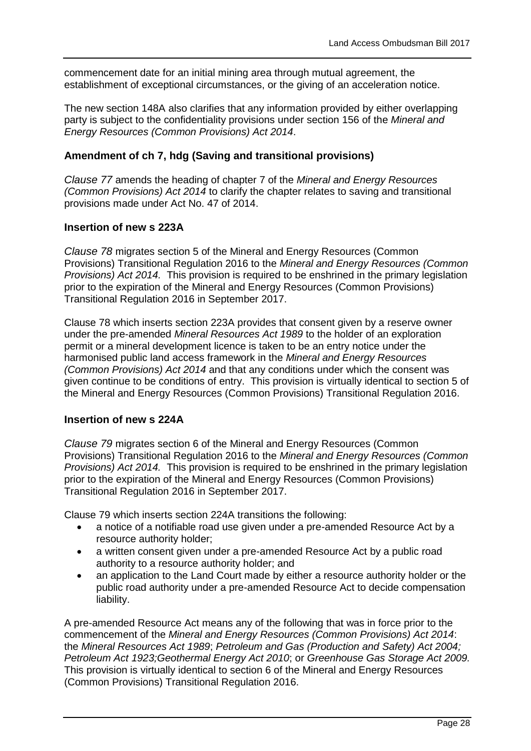commencement date for an initial mining area through mutual agreement, the establishment of exceptional circumstances, or the giving of an acceleration notice.

The new section 148A also clarifies that any information provided by either overlapping party is subject to the confidentiality provisions under section 156 of the *Mineral and Energy Resources (Common Provisions) Act 2014*.

### Amendment of ch 7, hdg (Saving and transitional provisions)

*Clause 77* amends the heading of chapter 7 of the *Mineral and Energy Resources (Common Provisions) Act 2014* to clarify the chapter relates to saving and transitional provisions made under Act No. 47 of 2014.

### Insertion of new s 223A

*Clause 78* migrates section 5 of the Mineral and Energy Resources (Common Provisions) Transitional Regulation 2016 to the *Mineral and Energy Resources (Common Provisions) Act 2014.* This provision is required to be enshrined in the primary legislation prior to the expiration of the Mineral and Energy Resources (Common Provisions) Transitional Regulation 2016 in September 2017.

Clause 78 which inserts section 223A provides that consent given by a reserve owner under the pre-amended *Mineral Resources Act 1989* to the holder of an exploration permit or a mineral development licence is taken to be an entry notice under the harmonised public land access framework in the *Mineral and Energy Resources (Common Provisions) Act 2014* and that any conditions under which the consent was given continue to be conditions of entry. This provision is virtually identical to section 5 of the Mineral and Energy Resources (Common Provisions) Transitional Regulation 2016.

### Insertion of new s 224A

*Clause 79* migrates section 6 of the Mineral and Energy Resources (Common Provisions) Transitional Regulation 2016 to the *Mineral and Energy Resources (Common Provisions) Act 2014.* This provision is required to be enshrined in the primary legislation prior to the expiration of the Mineral and Energy Resources (Common Provisions) Transitional Regulation 2016 in September 2017.

Clause 79 which inserts section 224A transitions the following:

- a notice of a notifiable road use given under a pre-amended Resource Act by a resource authority holder;
- a written consent given under a pre-amended Resource Act by a public road authority to a resource authority holder; and
- an application to the Land Court made by either a resource authority holder or the public road authority under a pre-amended Resource Act to decide compensation liability.

A pre-amended Resource Act means any of the following that was in force prior to the commencement of the *Mineral and Energy Resources (Common Provisions) Act 2014*: the *Mineral Resources Act 1989*; *Petroleum and Gas (Production and Safety) Act 2004; Petroleum Act 1923;Geothermal Energy Act 2010*; or *Greenhouse Gas Storage Act 2009.* This provision is virtually identical to section 6 of the Mineral and Energy Resources (Common Provisions) Transitional Regulation 2016.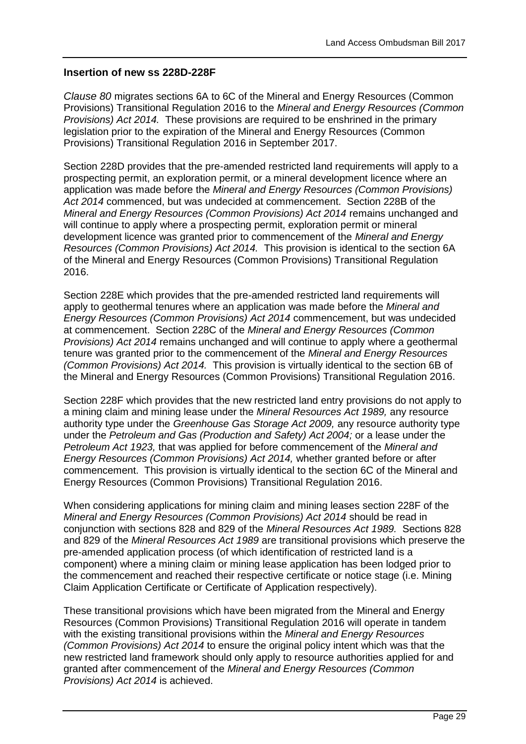### Insertion of new ss 228D-228F

*Clause 80* migrates sections 6A to 6C of the Mineral and Energy Resources (Common Provisions) Transitional Regulation 2016 to the *Mineral and Energy Resources (Common Provisions) Act 2014.* These provisions are required to be enshrined in the primary legislation prior to the expiration of the Mineral and Energy Resources (Common Provisions) Transitional Regulation 2016 in September 2017.

Section 228D provides that the pre-amended restricted land requirements will apply to a prospecting permit, an exploration permit, or a mineral development licence where an application was made before the *Mineral and Energy Resources (Common Provisions) Act 2014* commenced, but was undecided at commencement. Section 228B of the *Mineral and Energy Resources (Common Provisions) Act 2014* remains unchanged and will continue to apply where a prospecting permit, exploration permit or mineral development licence was granted prior to commencement of the *Mineral and Energy Resources (Common Provisions) Act 2014.* This provision is identical to the section 6A of the Mineral and Energy Resources (Common Provisions) Transitional Regulation 2016.

Section 228E which provides that the pre-amended restricted land requirements will apply to geothermal tenures where an application was made before the *Mineral and Energy Resources (Common Provisions) Act 2014* commencement, but was undecided at commencement. Section 228C of the *Mineral and Energy Resources (Common Provisions) Act 2014* remains unchanged and will continue to apply where a geothermal tenure was granted prior to the commencement of the *Mineral and Energy Resources (Common Provisions) Act 2014.* This provision is virtually identical to the section 6B of the Mineral and Energy Resources (Common Provisions) Transitional Regulation 2016.

Section 228F which provides that the new restricted land entry provisions do not apply to a mining claim and mining lease under the *Mineral Resources Act 1989,* any resource authority type under the *Greenhouse Gas Storage Act 2009,* any resource authority type under the *Petroleum and Gas (Production and Safety) Act 2004;* or a lease under the *Petroleum Act 1923,* that was applied for before commencement of the *Mineral and Energy Resources (Common Provisions) Act 2014,* whether granted before or after commencement. This provision is virtually identical to the section 6C of the Mineral and Energy Resources (Common Provisions) Transitional Regulation 2016.

When considering applications for mining claim and mining leases section 228F of the *Mineral and Energy Resources (Common Provisions) Act 2014* should be read in conjunction with sections 828 and 829 of the *Mineral Resources Act 1989.* Sections 828 and 829 of the *Mineral Resources Act 1989* are transitional provisions which preserve the pre-amended application process (of which identification of restricted land is a component) where a mining claim or mining lease application has been lodged prior to the commencement and reached their respective certificate or notice stage (i.e. Mining Claim Application Certificate or Certificate of Application respectively).

These transitional provisions which have been migrated from the Mineral and Energy Resources (Common Provisions) Transitional Regulation 2016 will operate in tandem with the existing transitional provisions within the *Mineral and Energy Resources (Common Provisions) Act 2014* to ensure the original policy intent which was that the new restricted land framework should only apply to resource authorities applied for and granted after commencement of the *Mineral and Energy Resources (Common Provisions) Act 2014* is achieved.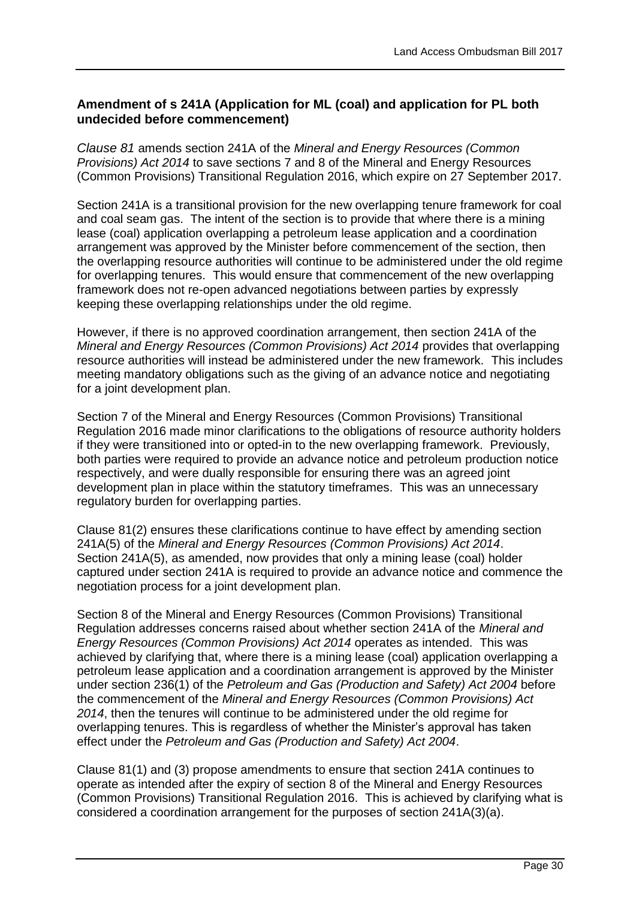### Amendment of s 241A (Application for ML (coal) and application for PL both undecided before commencement)

*Clause 81* amends section 241A of the *Mineral and Energy Resources (Common Provisions) Act 2014* to save sections 7 and 8 of the Mineral and Energy Resources (Common Provisions) Transitional Regulation 2016, which expire on 27 September 2017.

Section 241A is a transitional provision for the new overlapping tenure framework for coal and coal seam gas. The intent of the section is to provide that where there is a mining lease (coal) application overlapping a petroleum lease application and a coordination arrangement was approved by the Minister before commencement of the section, then the overlapping resource authorities will continue to be administered under the old regime for overlapping tenures. This would ensure that commencement of the new overlapping framework does not re-open advanced negotiations between parties by expressly keeping these overlapping relationships under the old regime.

However, if there is no approved coordination arrangement, then section 241A of the *Mineral and Energy Resources (Common Provisions) Act 2014* provides that overlapping resource authorities will instead be administered under the new framework. This includes meeting mandatory obligations such as the giving of an advance notice and negotiating for a joint development plan.

Section 7 of the Mineral and Energy Resources (Common Provisions) Transitional Regulation 2016 made minor clarifications to the obligations of resource authority holders if they were transitioned into or opted-in to the new overlapping framework. Previously, both parties were required to provide an advance notice and petroleum production notice respectively, and were dually responsible for ensuring there was an agreed joint development plan in place within the statutory timeframes. This was an unnecessary regulatory burden for overlapping parties.

Clause 81(2) ensures these clarifications continue to have effect by amending section 241A(5) of the *Mineral and Energy Resources (Common Provisions) Act 2014*. Section 241A(5), as amended, now provides that only a mining lease (coal) holder captured under section 241A is required to provide an advance notice and commence the negotiation process for a joint development plan.

Section 8 of the Mineral and Energy Resources (Common Provisions) Transitional Regulation addresses concerns raised about whether section 241A of the *Mineral and Energy Resources (Common Provisions) Act 2014* operates as intended. This was achieved by clarifying that, where there is a mining lease (coal) application overlapping a petroleum lease application and a coordination arrangement is approved by the Minister under section 236(1) of the *Petroleum and Gas (Production and Safety) Act 2004* before the commencement of the *Mineral and Energy Resources (Common Provisions) Act 2014*, then the tenures will continue to be administered under the old regime for overlapping tenures. This is regardless of whether the Minister's approval has taken effect under the *Petroleum and Gas (Production and Safety) Act 2004*.

Clause 81(1) and (3) propose amendments to ensure that section 241A continues to operate as intended after the expiry of section 8 of the Mineral and Energy Resources (Common Provisions) Transitional Regulation 2016. This is achieved by clarifying what is considered a coordination arrangement for the purposes of section 241A(3)(a).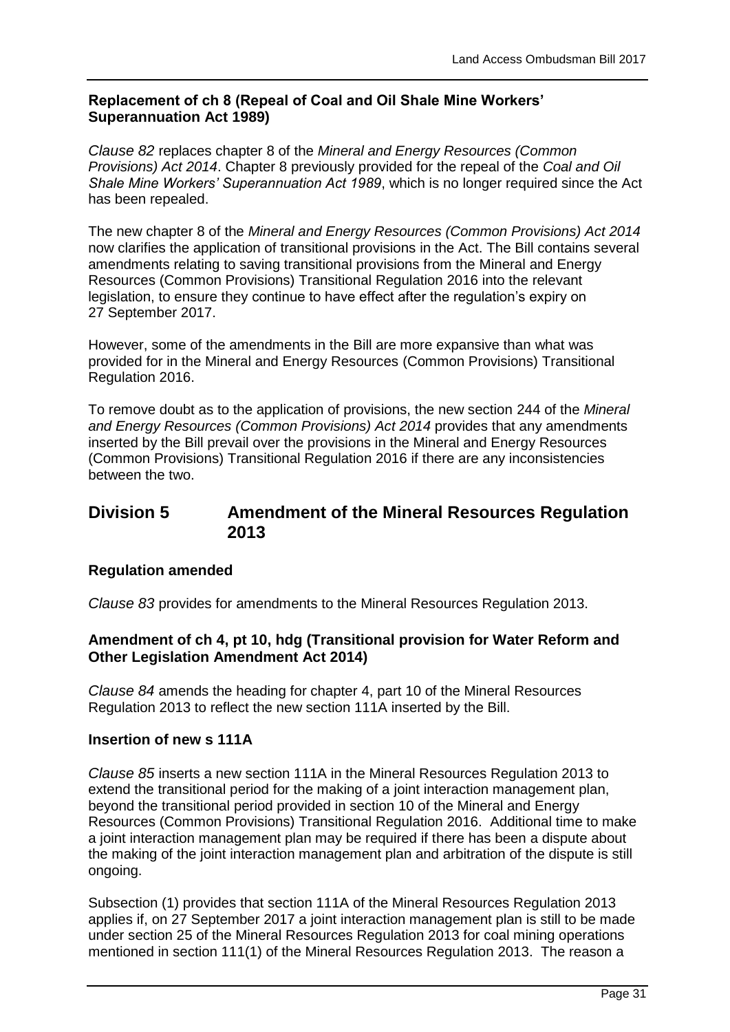### Replacement of ch 8 (Repeal of Coal and Oil Shale Mine Workers' Superannuation Act 1989)

*Clause 82* replaces chapter 8 of the *Mineral and Energy Resources (Common Provisions) Act 2014*. Chapter 8 previously provided for the repeal of the *Coal and Oil Shale Mine Workers' Superannuation Act 1989*, which is no longer required since the Act has been repealed.

The new chapter 8 of the *Mineral and Energy Resources (Common Provisions) Act 2014* now clarifies the application of transitional provisions in the Act. The Bill contains several amendments relating to saving transitional provisions from the Mineral and Energy Resources (Common Provisions) Transitional Regulation 2016 into the relevant legislation, to ensure they continue to have effect after the regulation's expiry on 27 September 2017.

However, some of the amendments in the Bill are more expansive than what was provided for in the Mineral and Energy Resources (Common Provisions) Transitional Regulation 2016.

To remove doubt as to the application of provisions, the new section 244 of the *Mineral and Energy Resources (Common Provisions) Act 2014* provides that any amendments inserted by the Bill prevail over the provisions in the Mineral and Energy Resources (Common Provisions) Transitional Regulation 2016 if there are any inconsistencies between the two.

## Division 5 Amendment of the Mineral Resources Regulation 2013

### Regulation amended

*Clause 83* provides for amendments to the Mineral Resources Regulation 2013.

### Amendment of ch 4, pt 10, hdg (Transitional provision for Water Reform and Other Legislation Amendment Act 2014)

*Clause 84* amends the heading for chapter 4, part 10 of the Mineral Resources Regulation 2013 to reflect the new section 111A inserted by the Bill.

### Insertion of new s 111A

*Clause 85* inserts a new section 111A in the Mineral Resources Regulation 2013 to extend the transitional period for the making of a joint interaction management plan, beyond the transitional period provided in section 10 of the Mineral and Energy Resources (Common Provisions) Transitional Regulation 2016. Additional time to make a joint interaction management plan may be required if there has been a dispute about the making of the joint interaction management plan and arbitration of the dispute is still ongoing.

Subsection (1) provides that section 111A of the Mineral Resources Regulation 2013 applies if, on 27 September 2017 a joint interaction management plan is still to be made under section 25 of the Mineral Resources Regulation 2013 for coal mining operations mentioned in section 111(1) of the Mineral Resources Regulation 2013. The reason a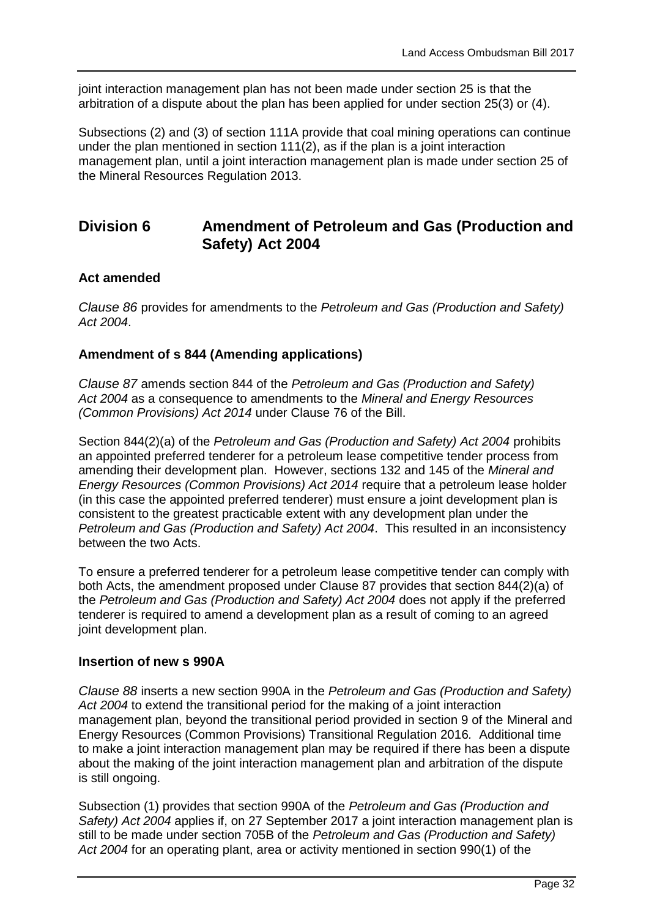joint interaction management plan has not been made under section 25 is that the arbitration of a dispute about the plan has been applied for under section 25(3) or (4).

Subsections (2) and (3) of section 111A provide that coal mining operations can continue under the plan mentioned in section 111(2), as if the plan is a joint interaction management plan, until a joint interaction management plan is made under section 25 of the Mineral Resources Regulation 2013.

## Division 6 Amendment of Petroleum and Gas (Production and Safety) Act 2004

### Act amended

*Clause 86* provides for amendments to the *Petroleum and Gas (Production and Safety) Act 2004*.

### Amendment of s 844 (Amending applications)

*Clause 87* amends section 844 of the *Petroleum and Gas (Production and Safety) Act 2004* as a consequence to amendments to the *Mineral and Energy Resources (Common Provisions) Act 2014* under Clause 76 of the Bill.

Section 844(2)(a) of the *Petroleum and Gas (Production and Safety) Act 2004* prohibits an appointed preferred tenderer for a petroleum lease competitive tender process from amending their development plan. However, sections 132 and 145 of the *Mineral and Energy Resources (Common Provisions) Act 2014* require that a petroleum lease holder (in this case the appointed preferred tenderer) must ensure a joint development plan is consistent to the greatest practicable extent with any development plan under the *Petroleum and Gas (Production and Safety) Act 2004*. This resulted in an inconsistency between the two Acts.

To ensure a preferred tenderer for a petroleum lease competitive tender can comply with both Acts, the amendment proposed under Clause 87 provides that section 844(2)(a) of the *Petroleum and Gas (Production and Safety) Act 2004* does not apply if the preferred tenderer is required to amend a development plan as a result of coming to an agreed joint development plan.

### Insertion of new s 990A

*Clause 88* inserts a new section 990A in the *Petroleum and Gas (Production and Safety) Act 2004* to extend the transitional period for the making of a joint interaction management plan, beyond the transitional period provided in section 9 of the Mineral and Energy Resources (Common Provisions) Transitional Regulation 2016. Additional time to make a joint interaction management plan may be required if there has been a dispute about the making of the joint interaction management plan and arbitration of the dispute is still ongoing.

Subsection (1) provides that section 990A of the *Petroleum and Gas (Production and Safety) Act 2004* applies if, on 27 September 2017 a joint interaction management plan is still to be made under section 705B of the *Petroleum and Gas (Production and Safety) Act 2004* for an operating plant, area or activity mentioned in section 990(1) of the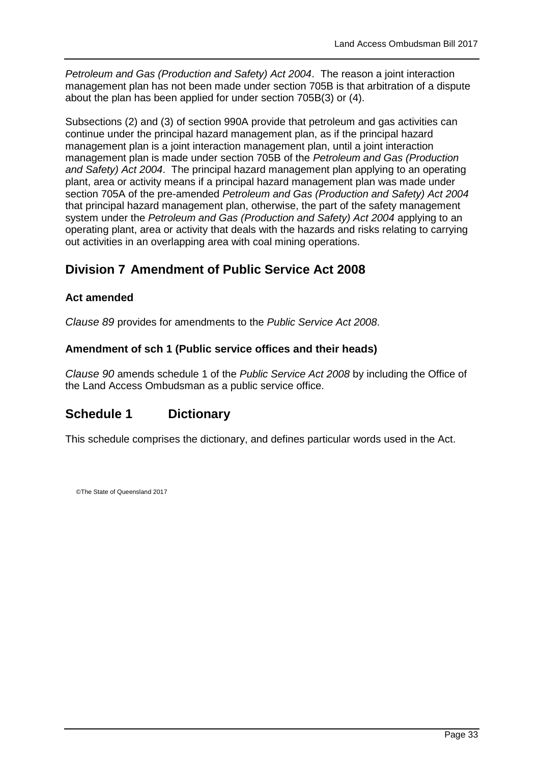*Petroleum and Gas (Production and Safety) Act 2004*. The reason a joint interaction management plan has not been made under section 705B is that arbitration of a dispute about the plan has been applied for under section 705B(3) or (4).

Subsections (2) and (3) of section 990A provide that petroleum and gas activities can continue under the principal hazard management plan, as if the principal hazard management plan is a joint interaction management plan, until a joint interaction management plan is made under section 705B of the *Petroleum and Gas (Production and Safety) Act 2004*. The principal hazard management plan applying to an operating plant, area or activity means if a principal hazard management plan was made under section 705A of the pre-amended *Petroleum and Gas (Production and Safety) Act 2004* that principal hazard management plan, otherwise, the part of the safety management system under the *Petroleum and Gas (Production and Safety) Act 2004* applying to an operating plant, area or activity that deals with the hazards and risks relating to carrying out activities in an overlapping area with coal mining operations.

## Division 7 Amendment of Public Service Act 2008

### Act amended

*Clause 89* provides for amendments to the *Public Service Act 2008*.

### Amendment of sch 1 (Public service offices and their heads)

*Clause 90* amends schedule 1 of the *Public Service Act 2008* by including the Office of the Land Access Ombudsman as a public service office.

## Schedule 1 Dictionary

This schedule comprises the dictionary, and defines particular words used in the Act.

©The State of Queensland 2017